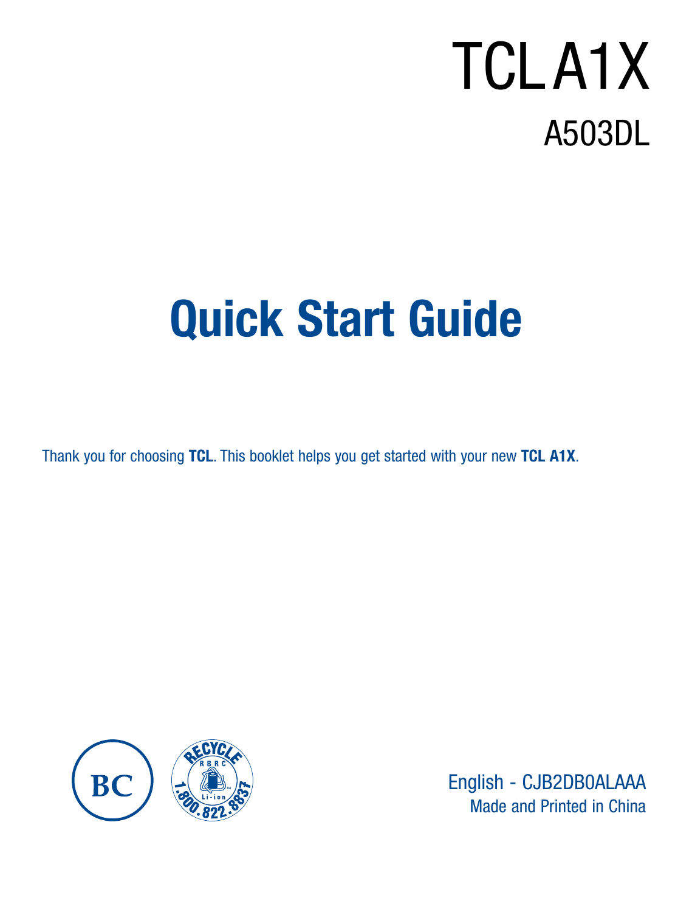# TCL A1X

## A503DL

# Quick Start Guide

Thank you for choosing **TCL**. This booklet helps you get started with your new **TCL A1X**.

English - CJB2DB0ALAAA

Made and Printed in China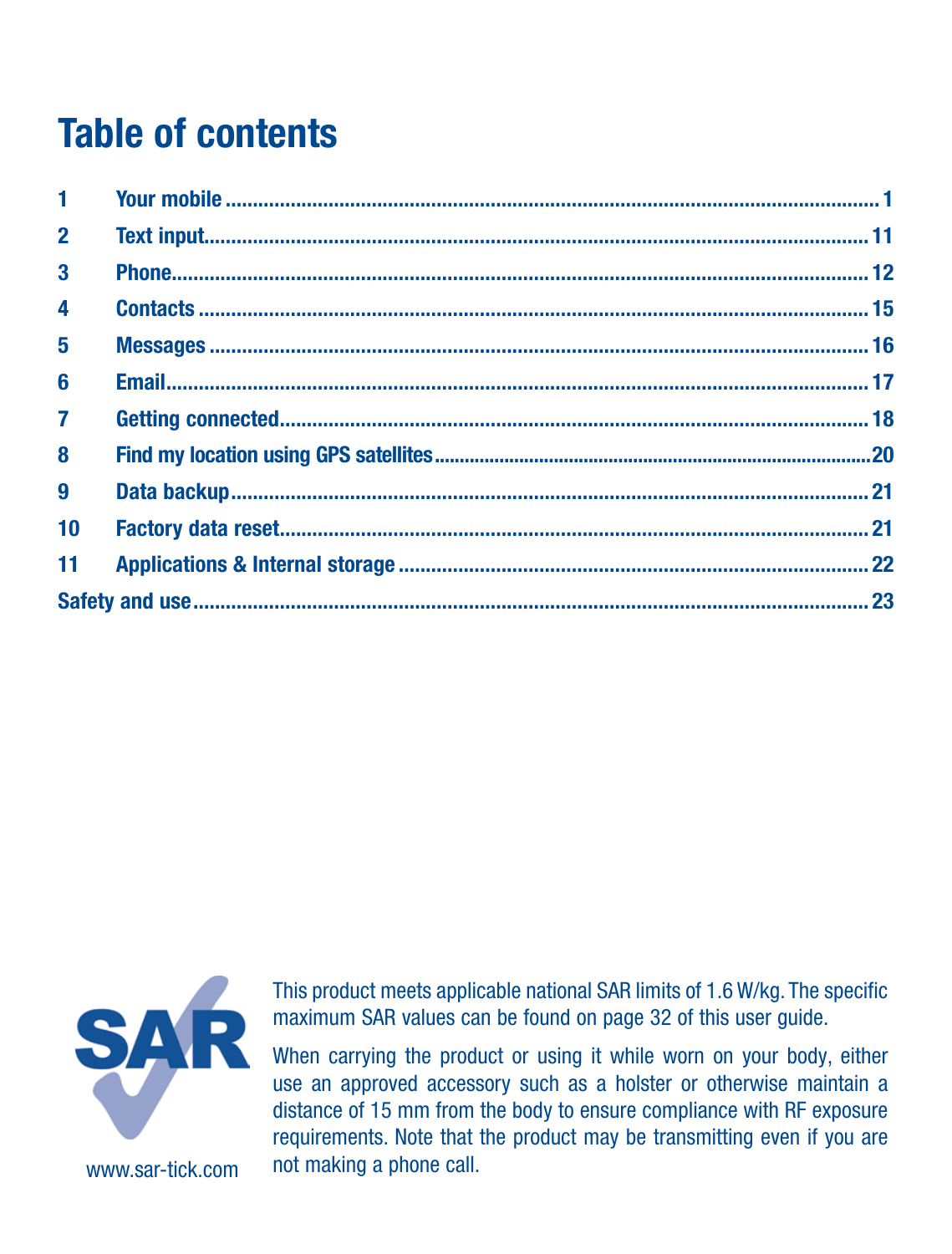# Table of contents

| | | |
|---|---|---|
| 1 | Your mobile | 1 |
| 2 | Text input | 11 |
| 3 | Phone | 12 |
| 4 | Contacts | 15 |
| 5 | Messages | 16 |
| 6 | Email | 17 |
| 7 | Getting connected | 18 |
| 8 | Find my location using GPS satellites | 20 |
| 9 | Data backup | 21 |
| 10 | Factory data reset | 21 |
| 11 | Applications & Internal storage | 22 |
| Safety and use | | 23 |

SAR

www.sar-tick.com

This product meets applicable national SAR limits of 1.6 W/kg. The specific maximum SAR values can be found on page 32 of this user guide.

When carrying the product or using it while worn on your body, either use an approved accessory such as a holster or otherwise maintain a distance of 15 mm from the body to ensure compliance with RF exposure requirements. Note that the product may be transmitting even if you are not making a phone call.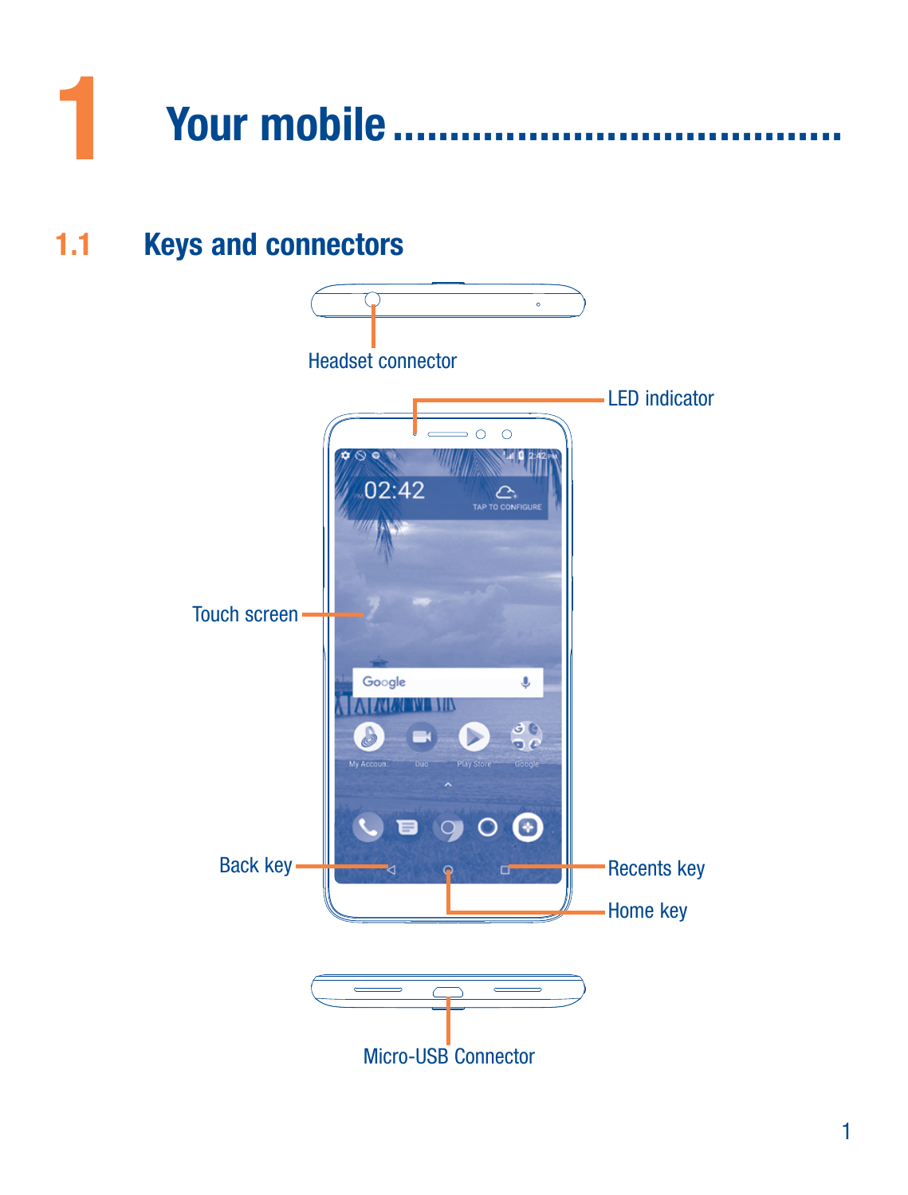# 1 Your mobile

## 1.1 Keys and connectors

Headset connector

LED indicator

Touch screen

Back key

Recents key

Home key

Micro-USB Connector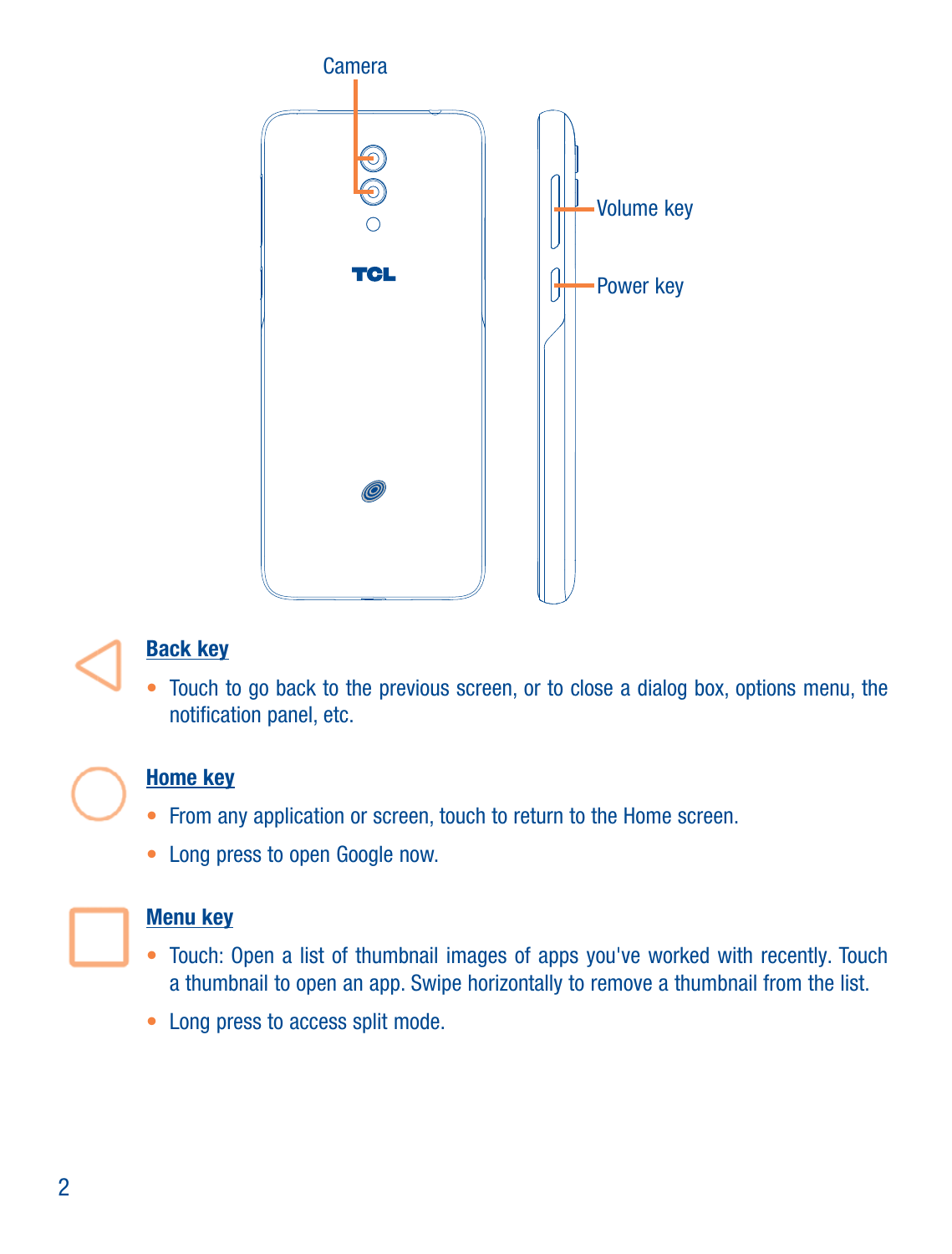Camera

Volume key

Power key

**Back key**

- Touch to go back to the previous screen, or to close a dialog box, options menu, the notification panel, etc.

**Home key**

- From any application or screen, touch to return to the Home screen.
- Long press to open Google now.

**Menu key**

- Touch: Open a list of thumbnail images of apps you've worked with recently. Touch a thumbnail to open an app. Swipe horizontally to remove a thumbnail from the list.
- Long press to access split mode.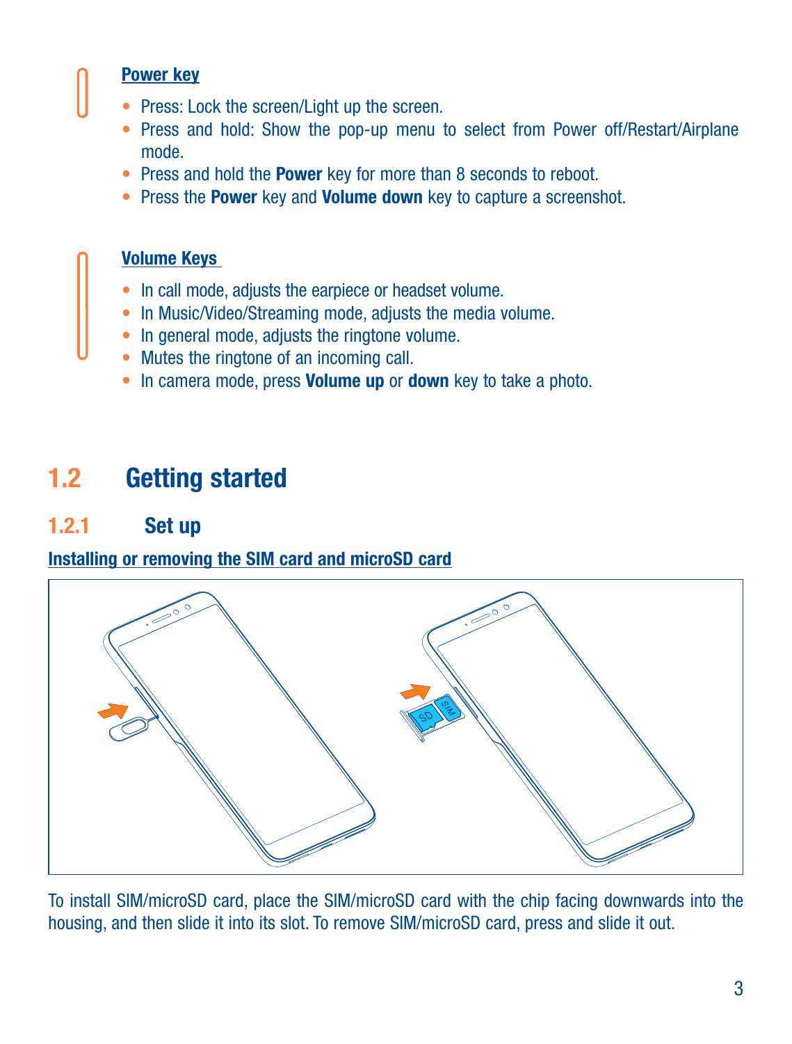**Power key**

- Press: Lock the screen/Light up the screen.
- Press and hold: Show the pop-up menu to select from Power off/Restart/Airplane mode.
- Press and hold the **Power** key for more than 8 seconds to reboot.
- Press the **Power** key and **Volume down** key to capture a screenshot.

**Volume Keys**

- In call mode, adjusts the earpiece or headset volume.
- In Music/Video/Streaming mode, adjusts the media volume.
- In general mode, adjusts the ringtone volume.
- Mutes the ringtone of an incoming call.
- In camera mode, press **Volume up** or **down** key to take a photo.

## 1.2 Getting started

### 1.2.1 Set up

**Installing or removing the SIM card and microSD card**

To install SIM/microSD card, place the SIM/microSD card with the chip facing downwards into the housing, and then slide it into its slot. To remove SIM/microSD card, press and slide it out.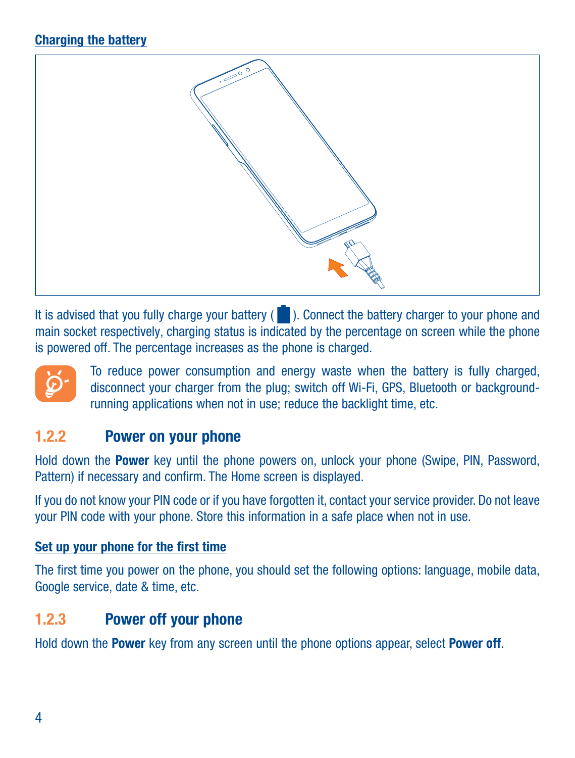**Charging the battery**

It is advised that you fully charge your battery ( ). Connect the battery charger to your phone and main socket respectively, charging status is indicated by the percentage on screen while the phone is powered off. The percentage increases as the phone is charged.

To reduce power consumption and energy waste when the battery is fully charged, disconnect your charger from the plug; switch off Wi-Fi, GPS, Bluetooth or background-running applications when not in use; reduce the backlight time, etc.

### 1.2.2 Power on your phone

Hold down the **Power** key until the phone powers on, unlock your phone (Swipe, PIN, Password, Pattern) if necessary and confirm. The Home screen is displayed.

If you do not know your PIN code or if you have forgotten it, contact your service provider. Do not leave your PIN code with your phone. Store this information in a safe place when not in use.

**Set up your phone for the first time**

The first time you power on the phone, you should set the following options: language, mobile data, Google service, date & time, etc.

### 1.2.3 Power off your phone

Hold down the **Power** key from any screen until the phone options appear, select **Power off**.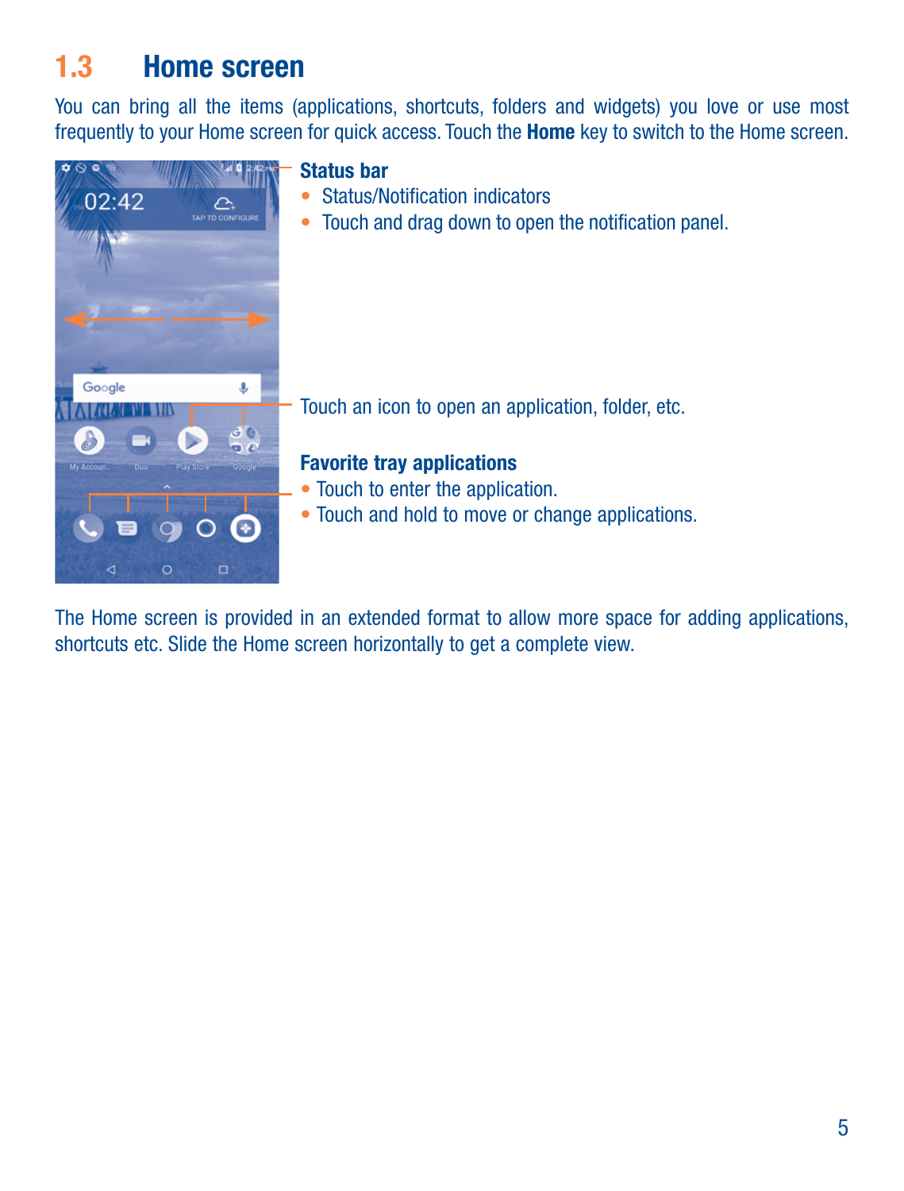## 1.3 Home screen

You can bring all the items (applications, shortcuts, folders and widgets) you love or use most frequently to your Home screen for quick access. Touch the **Home** key to switch to the Home screen.

**Status bar**

- Status/Notification indicators
- Touch and drag down to open the notification panel.

Touch an icon to open an application, folder, etc.

**Favorite tray applications**

- Touch to enter the application.
- Touch and hold to move or change applications.

The Home screen is provided in an extended format to allow more space for adding applications, shortcuts etc. Slide the Home screen horizontally to get a complete view.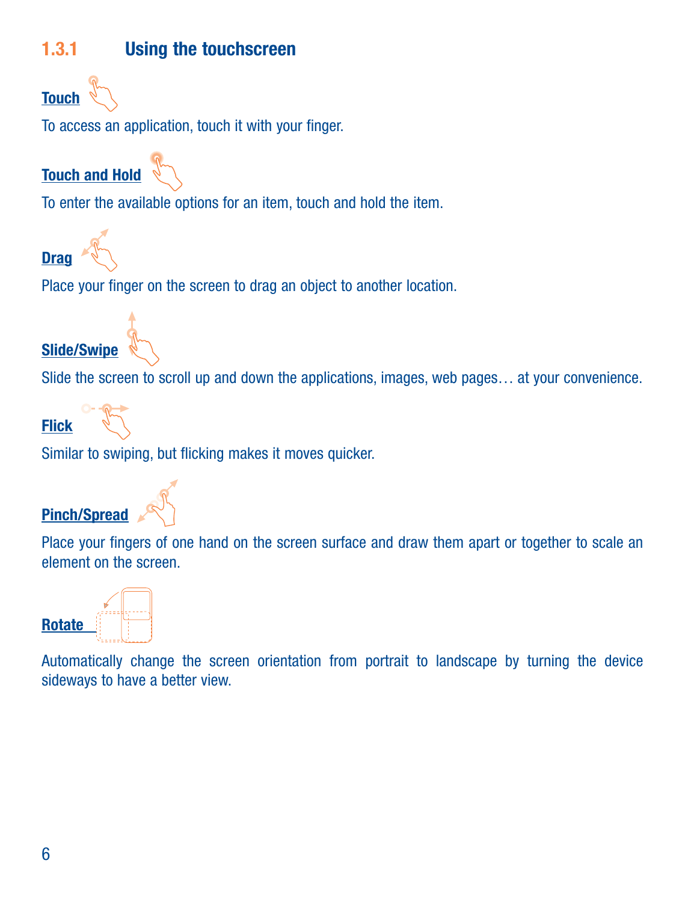### 1.3.1 Using the touchscreen

**Touch**

To access an application, touch it with your finger.

**Touch and Hold**

To enter the available options for an item, touch and hold the item.

**Drag**

Place your finger on the screen to drag an object to another location.

**Slide/Swipe**

Slide the screen to scroll up and down the applications, images, web pages… at your convenience.

**Flick**

Similar to swiping, but flicking makes it moves quicker.

**Pinch/Spread**

Place your fingers of one hand on the screen surface and draw them apart or together to scale an element on the screen.

**Rotate**

Automatically change the screen orientation from portrait to landscape by turning the device sideways to have a better view.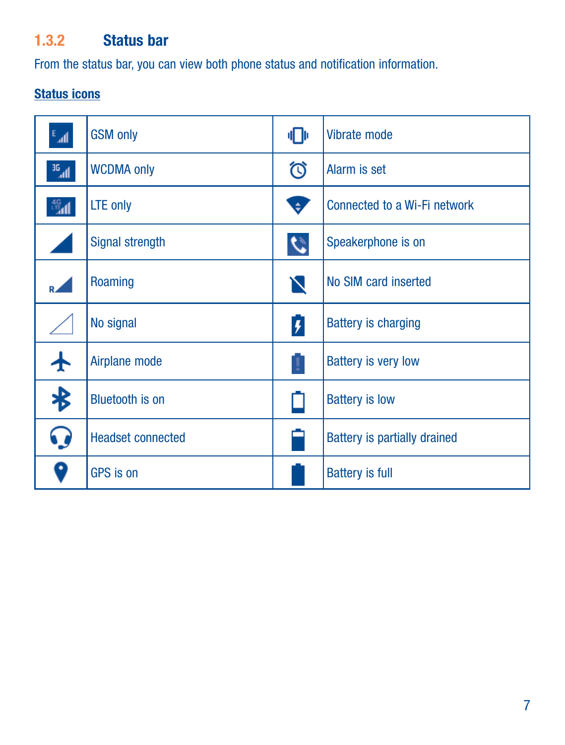### 1.3.2 Status bar

From the status bar, you can view both phone status and notification information.

**Status icons**

| | | | |
|---|---|---|---|
| | GSM only | | Vibrate mode |
| | WCDMA only | | Alarm is set |
| | LTE only | | Connected to a Wi-Fi network |
| | Signal strength | | Speakerphone is on |
| | Roaming | | No SIM card inserted |
| | No signal | | Battery is charging |
| | Airplane mode | | Battery is very low |
| | Bluetooth is on | | Battery is low |
| | Headset connected | | Battery is partially drained |
| | GPS is on | | Battery is full |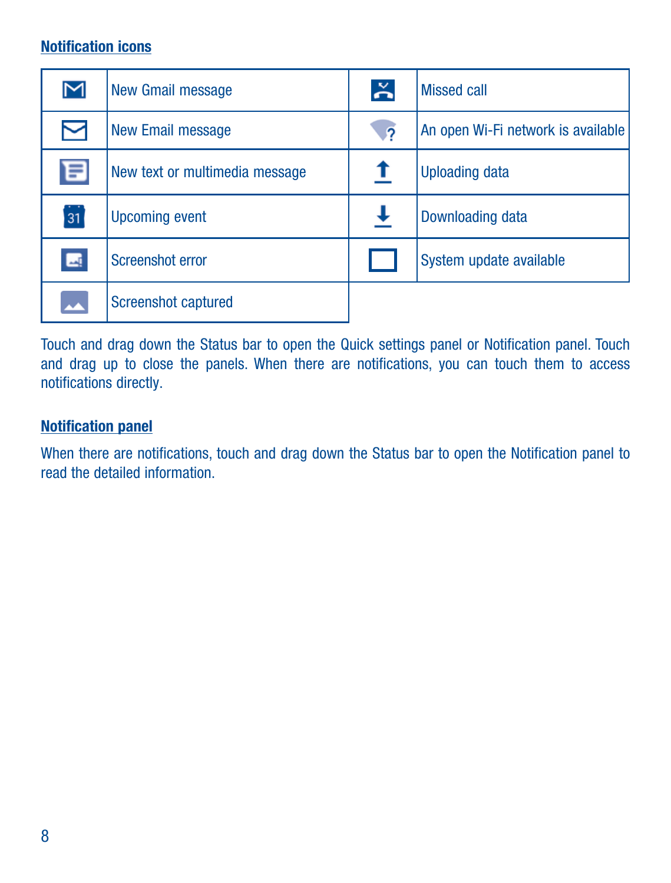### Notification icons

| | | | |
|---|---|---|---|
| | New Gmail message | | Missed call |
| | New Email message | | An open Wi-Fi network is available |
| | New text or multimedia message | | Uploading data |
| | Upcoming event | | Downloading data |
| | Screenshot error | | System update available |
| | Screenshot captured | | |

Touch and drag down the Status bar to open the Quick settings panel or Notification panel. Touch and drag up to close the panels. When there are notifications, you can touch them to access notifications directly.

### Notification panel

When there are notifications, touch and drag down the Status bar to open the Notification panel to read the detailed information.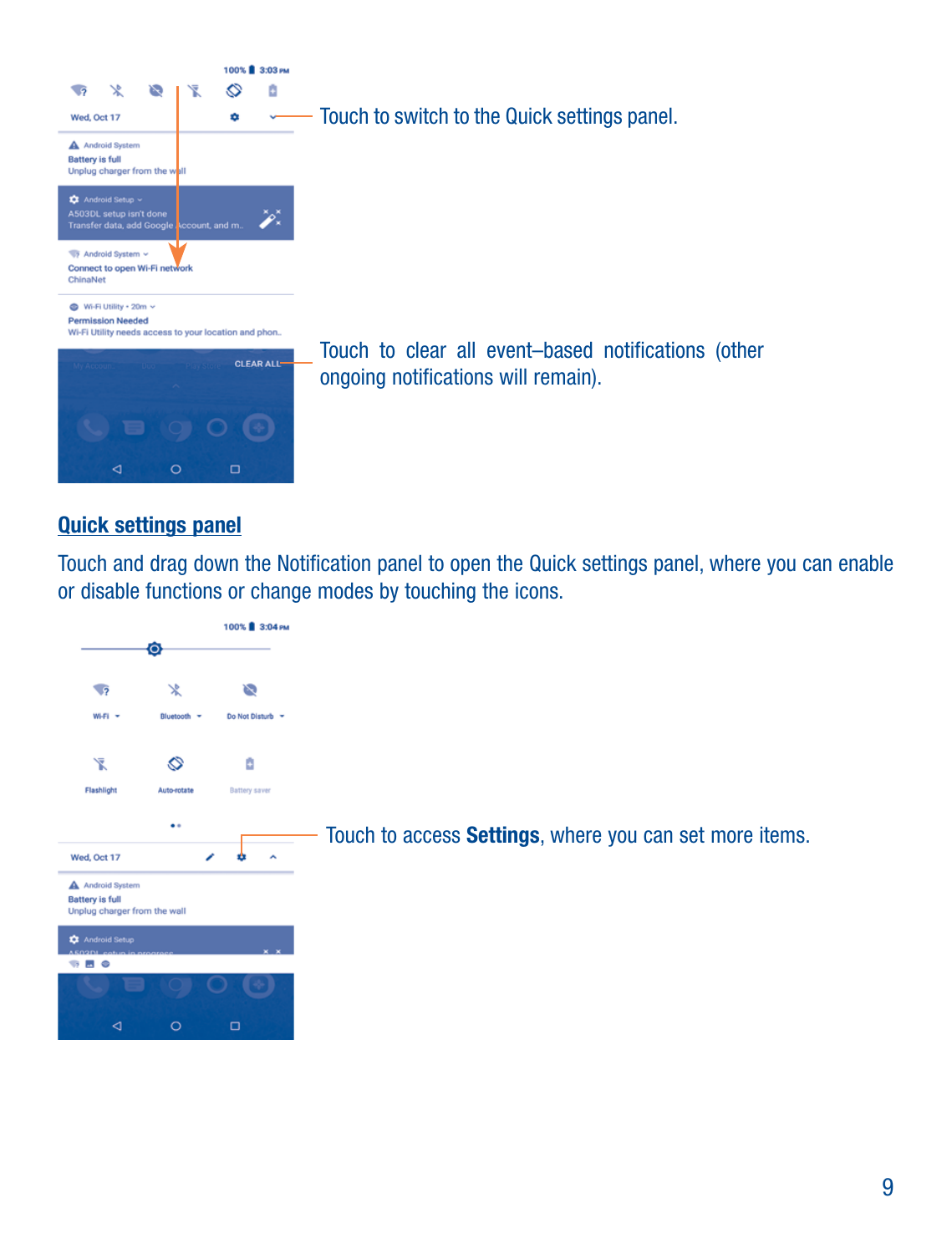Touch to switch to the Quick settings panel.

Touch to clear all event–based notifications (other ongoing notifications will remain).

## Quick settings panel

Touch and drag down the Notification panel to open the Quick settings panel, where you can enable or disable functions or change modes by touching the icons.

Touch to access **Settings**, where you can set more items.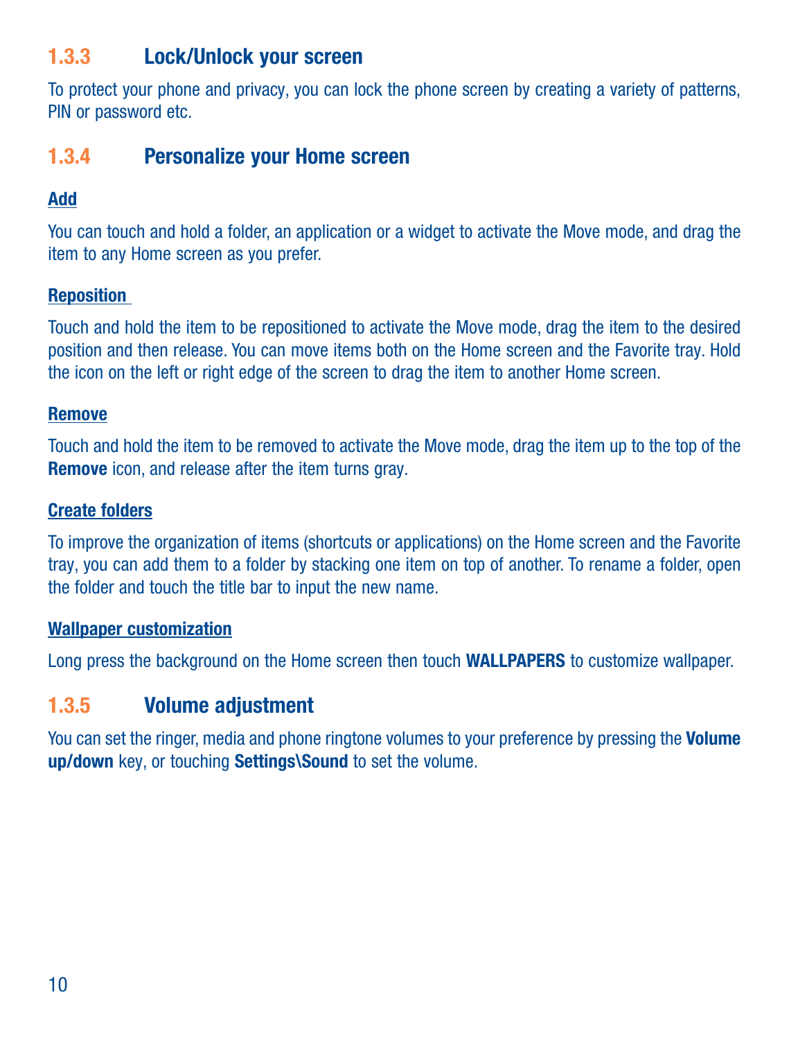### 1.3.3 Lock/Unlock your screen

To protect your phone and privacy, you can lock the phone screen by creating a variety of patterns, PIN or password etc.

### 1.3.4 Personalize your Home screen

**Add**

You can touch and hold a folder, an application or a widget to activate the Move mode, and drag the item to any Home screen as you prefer.

**Reposition**

Touch and hold the item to be repositioned to activate the Move mode, drag the item to the desired position and then release. You can move items both on the Home screen and the Favorite tray. Hold the icon on the left or right edge of the screen to drag the item to another Home screen.

**Remove**

Touch and hold the item to be removed to activate the Move mode, drag the item up to the top of the **Remove** icon, and release after the item turns gray.

**Create folders**

To improve the organization of items (shortcuts or applications) on the Home screen and the Favorite tray, you can add them to a folder by stacking one item on top of another. To rename a folder, open the folder and touch the title bar to input the new name.

**Wallpaper customization**

Long press the background on the Home screen then touch **WALLPAPERS** to customize wallpaper.

### 1.3.5 Volume adjustment

You can set the ringer, media and phone ringtone volumes to your preference by pressing the **Volume up/down** key, or touching **Settings\Sound** to set the volume.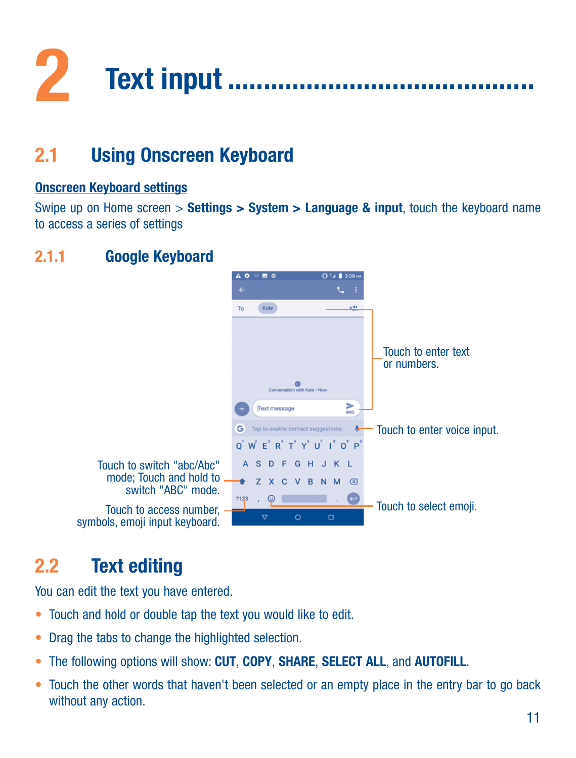# 2 Text input

## 2.1 Using Onscreen Keyboard

**Onscreen Keyboard settings**

Swipe up on Home screen > **Settings > System > Language & input**, touch the keyboard name to access a series of settings

### 2.1.1 Google Keyboard

Touch to enter text or numbers.

Touch to enter voice input.

Touch to switch "abc/Abc" mode; Touch and hold to switch "ABC" mode.

Touch to access number, symbols, emoji input keyboard.

Touch to select emoji.

## 2.2 Text editing

You can edit the text you have entered.

- Touch and hold or double tap the text you would like to edit.
- Drag the tabs to change the highlighted selection.
- The following options will show: **CUT**, **COPY**, **SHARE**, **SELECT ALL**, and **AUTOFILL**.
- Touch the other words that haven't been selected or an empty place in the entry bar to go back without any action.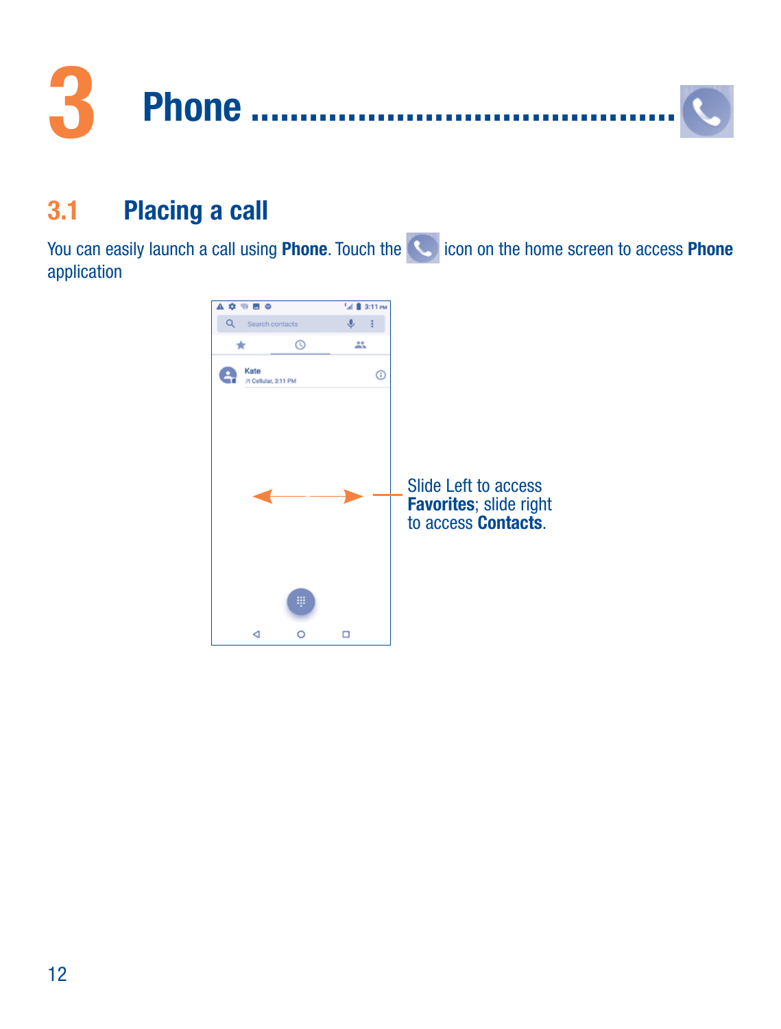# 3 Phone

## 3.1 Placing a call

You can easily launch a call using **Phone**. Touch the icon on the home screen to access **Phone** application

Slide Left to access **Favorites**; slide right to access **Contacts**.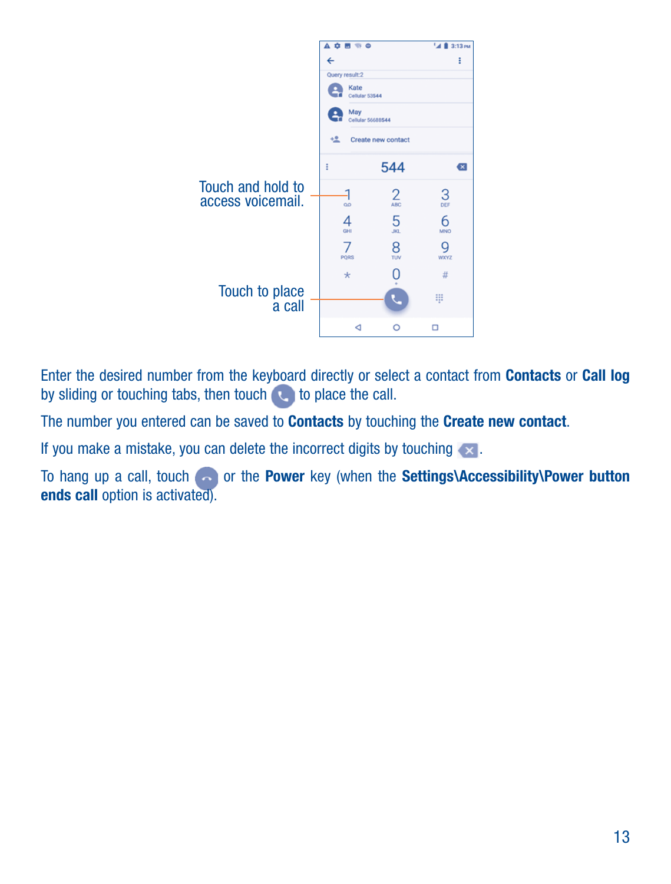Touch and hold to access voicemail.

Touch to place a call

Enter the desired number from the keyboard directly or select a contact from **Contacts** or **Call log** by sliding or touching tabs, then touch to place the call.

The number you entered can be saved to **Contacts** by touching the **Create new contact**.

If you make a mistake, you can delete the incorrect digits by touching .

To hang up a call, touch or the **Power** key (when the **Settings\Accessibility\Power button ends call** option is activated).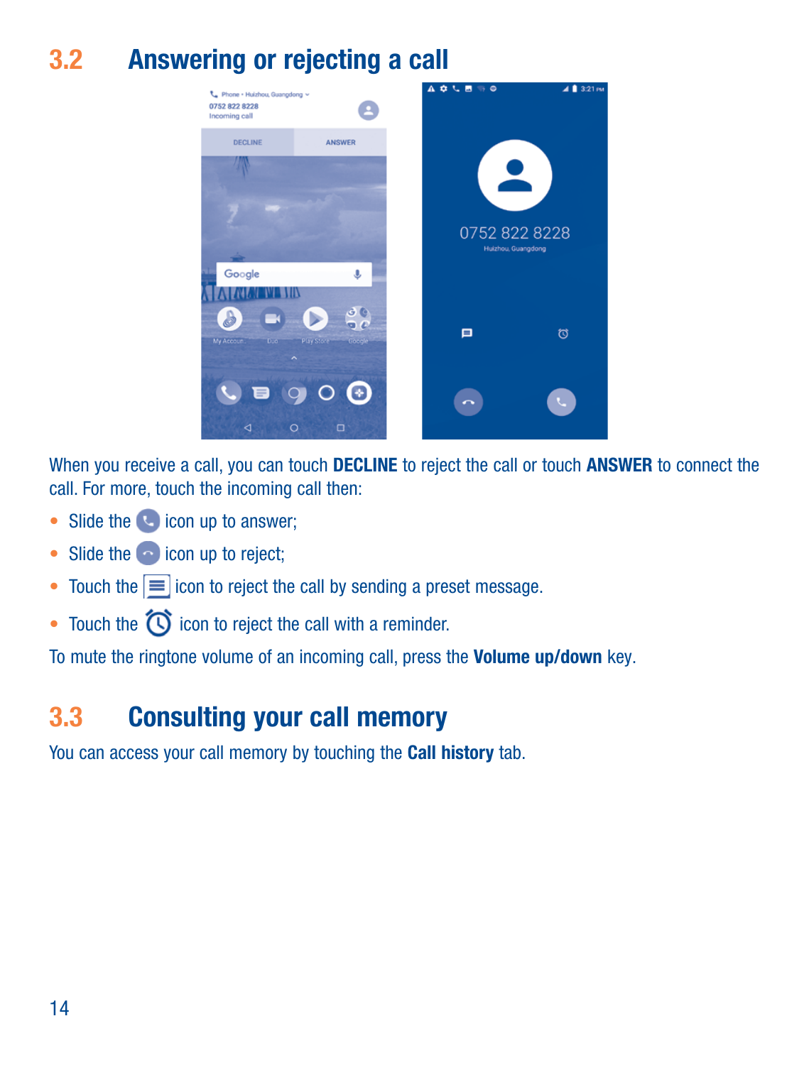## 3.2 Answering or rejecting a call

When you receive a call, you can touch **DECLINE** to reject the call or touch **ANSWER** to connect the call. For more, touch the incoming call then:

- Slide the icon up to answer;
- Slide the icon up to reject;
- Touch the icon to reject the call by sending a preset message.
- Touch the icon to reject the call with a reminder.

To mute the ringtone volume of an incoming call, press the **Volume up/down** key.

## 3.3 Consulting your call memory

You can access your call memory by touching the **Call history** tab.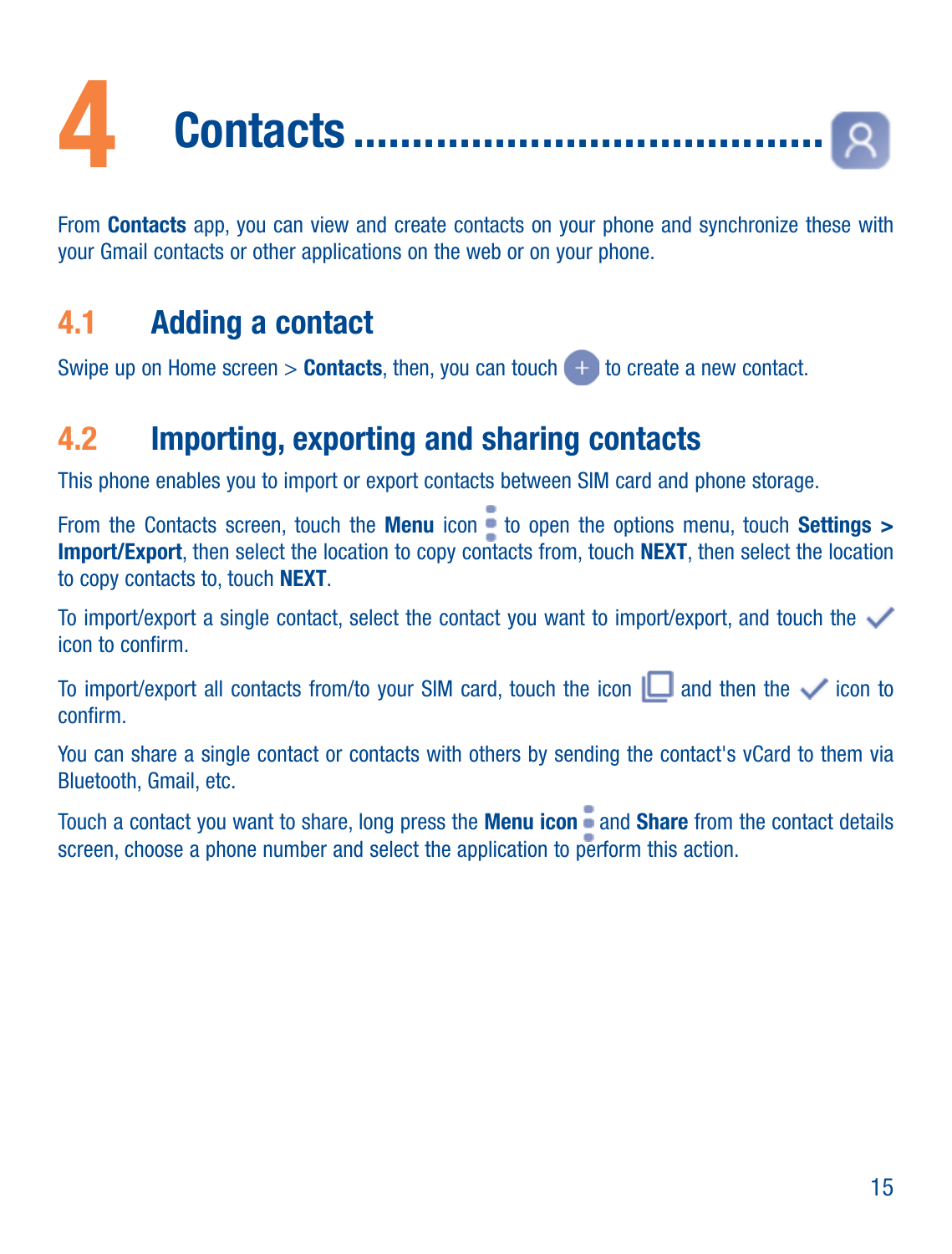# 4 Contacts

From **Contacts** app, you can view and create contacts on your phone and synchronize these with your Gmail contacts or other applications on the web or on your phone.

## 4.1 Adding a contact

Swipe up on Home screen > **Contacts**, then, you can touch + to create a new contact.

## 4.2 Importing, exporting and sharing contacts

This phone enables you to import or export contacts between SIM card and phone storage.

From the Contacts screen, touch the **Menu** icon ⋮ to open the options menu, touch **Settings > Import/Export**, then select the location to copy contacts from, touch **NEXT**, then select the location to copy contacts to, touch **NEXT**.

To import/export a single contact, select the contact you want to import/export, and touch the ✓ icon to confirm.

To import/export all contacts from/to your SIM card, touch the icon ☐ and then the ✓ icon to confirm.

You can share a single contact or contacts with others by sending the contact's vCard to them via Bluetooth, Gmail, etc.

Touch a contact you want to share, long press the **Menu icon** ⋮ and **Share** from the contact details screen, choose a phone number and select the application to perform this action.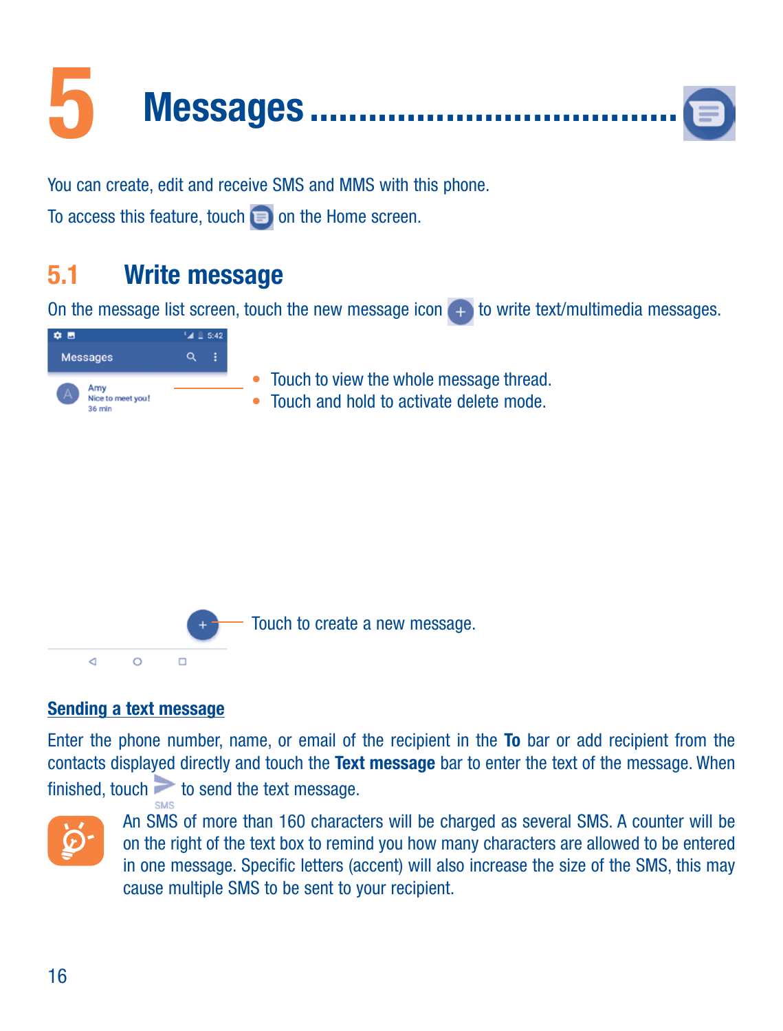# 5 Messages

You can create, edit and receive SMS and MMS with this phone.

To access this feature, touch on the Home screen.

## 5.1 Write message

On the message list screen, touch the new message icon to write text/multimedia messages.

- Touch to view the whole message thread.
- Touch and hold to activate delete mode.

Touch to create a new message.

### Sending a text message

Enter the phone number, name, or email of the recipient in the **To** bar or add recipient from the contacts displayed directly and touch the **Text message** bar to enter the text of the message. When finished, touch to send the text message.

An SMS of more than 160 characters will be charged as several SMS. A counter will be on the right of the text box to remind you how many characters are allowed to be entered in one message. Specific letters (accent) will also increase the size of the SMS, this may cause multiple SMS to be sent to your recipient.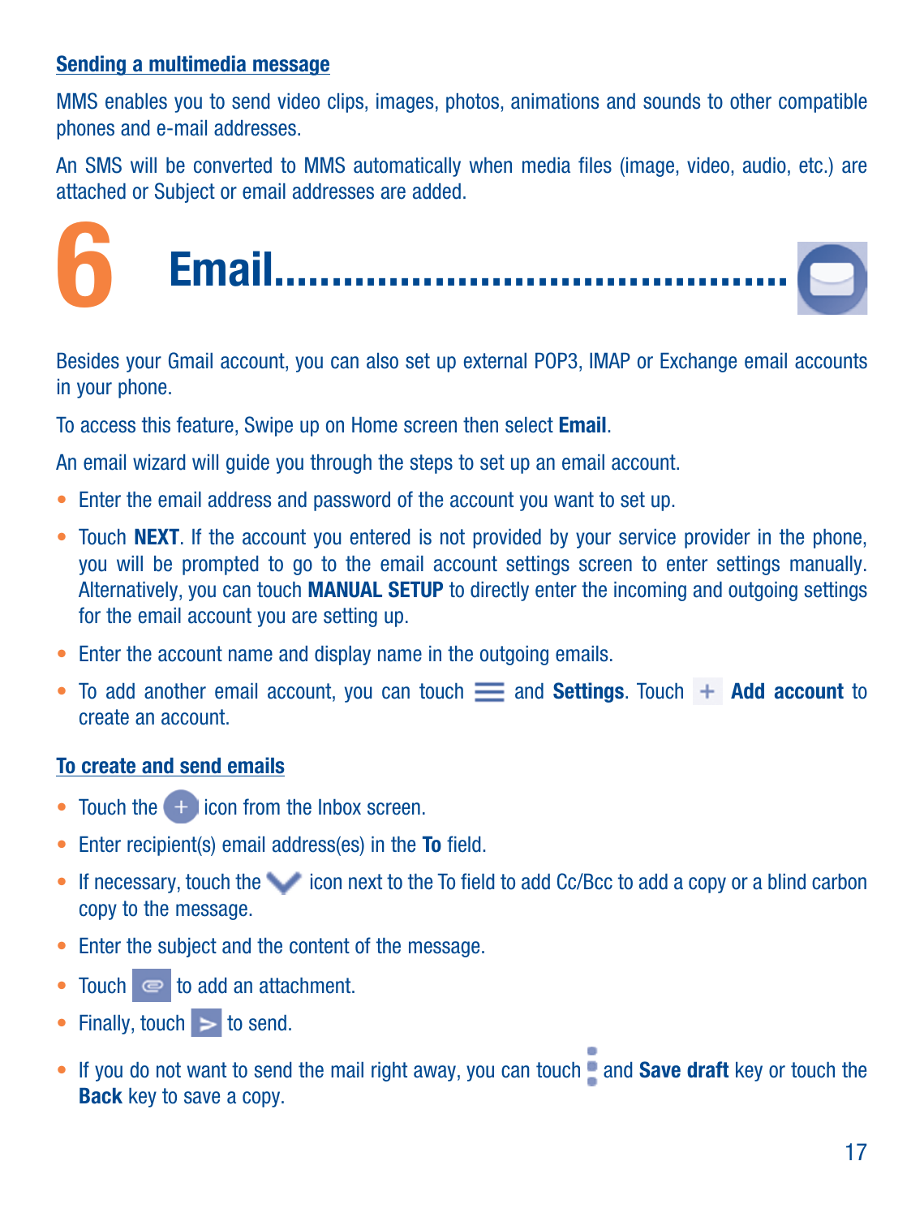#### Sending a multimedia message

MMS enables you to send video clips, images, photos, animations and sounds to other compatible phones and e-mail addresses.

An SMS will be converted to MMS automatically when media files (image, video, audio, etc.) are attached or Subject or email addresses are added.

# 6 Email........................................

Besides your Gmail account, you can also set up external POP3, IMAP or Exchange email accounts in your phone.

To access this feature, Swipe up on Home screen then select **Email**.

An email wizard will guide you through the steps to set up an email account.

- Enter the email address and password of the account you want to set up.
- Touch **NEXT**. If the account you entered is not provided by your service provider in the phone, you will be prompted to go to the email account settings screen to enter settings manually. Alternatively, you can touch **MANUAL SETUP** to directly enter the incoming and outgoing settings for the email account you are setting up.
- Enter the account name and display name in the outgoing emails.
- To add another email account, you can touch and **Settings**. Touch **Add account** to create an account.

#### To create and send emails

- Touch the icon from the Inbox screen.
- Enter recipient(s) email address(es) in the **To** field.
- If necessary, touch the icon next to the To field to add Cc/Bcc to add a copy or a blind carbon copy to the message.
- Enter the subject and the content of the message.
- Touch to add an attachment.
- Finally, touch to send.
- If you do not want to send the mail right away, you can touch and **Save draft** key or touch the **Back** key to save a copy.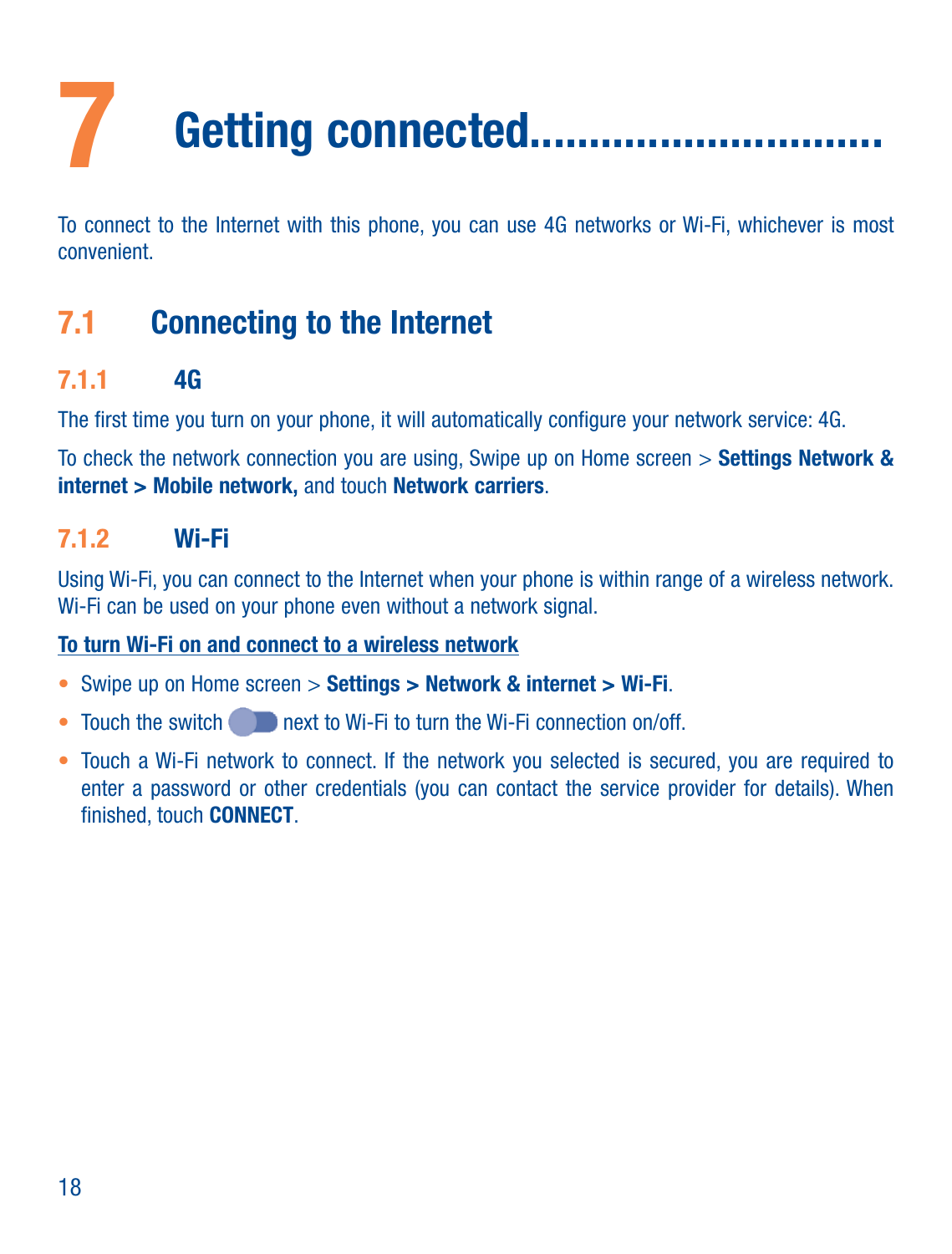# 7 Getting connected.............................

To connect to the Internet with this phone, you can use 4G networks or Wi-Fi, whichever is most convenient.

## 7.1 Connecting to the Internet

### 7.1.1 4G

The first time you turn on your phone, it will automatically configure your network service: 4G.

To check the network connection you are using, Swipe up on Home screen > **Settings Network & internet > Mobile network,** and touch **Network carriers**.

### 7.1.2 Wi-Fi

Using Wi-Fi, you can connect to the Internet when your phone is within range of a wireless network. Wi-Fi can be used on your phone even without a network signal.

**To turn Wi-Fi on and connect to a wireless network**

- Swipe up on Home screen > **Settings > Network & internet > Wi-Fi**.
- Touch the switch next to Wi-Fi to turn the Wi-Fi connection on/off.
- Touch a Wi-Fi network to connect. If the network you selected is secured, you are required to enter a password or other credentials (you can contact the service provider for details). When finished, touch **CONNECT**.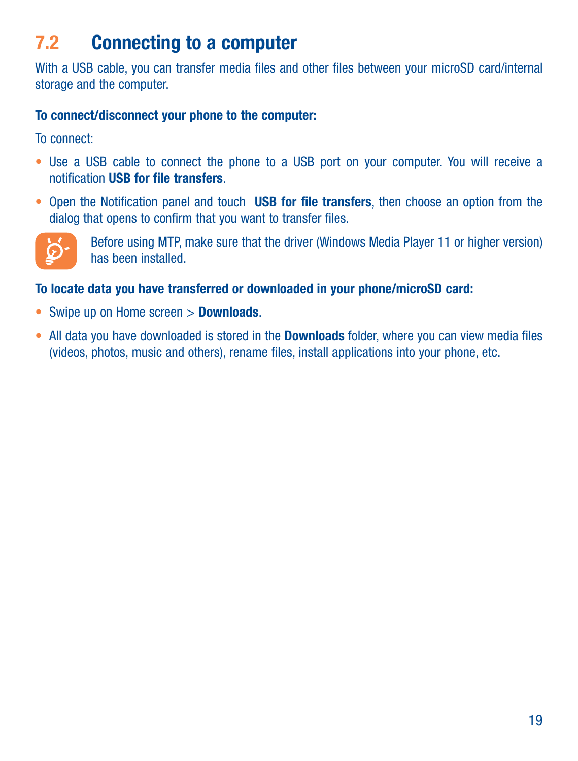## 7.2 Connecting to a computer

With a USB cable, you can transfer media files and other files between your microSD card/internal storage and the computer.

**To connect/disconnect your phone to the computer:**

To connect:

- Use a USB cable to connect the phone to a USB port on your computer. You will receive a notification **USB for file transfers**.
- Open the Notification panel and touch **USB for file transfers**, then choose an option from the dialog that opens to confirm that you want to transfer files.

Before using MTP, make sure that the driver (Windows Media Player 11 or higher version) has been installed.

**To locate data you have transferred or downloaded in your phone/microSD card:**

- Swipe up on Home screen > **Downloads**.
- All data you have downloaded is stored in the **Downloads** folder, where you can view media files (videos, photos, music and others), rename files, install applications into your phone, etc.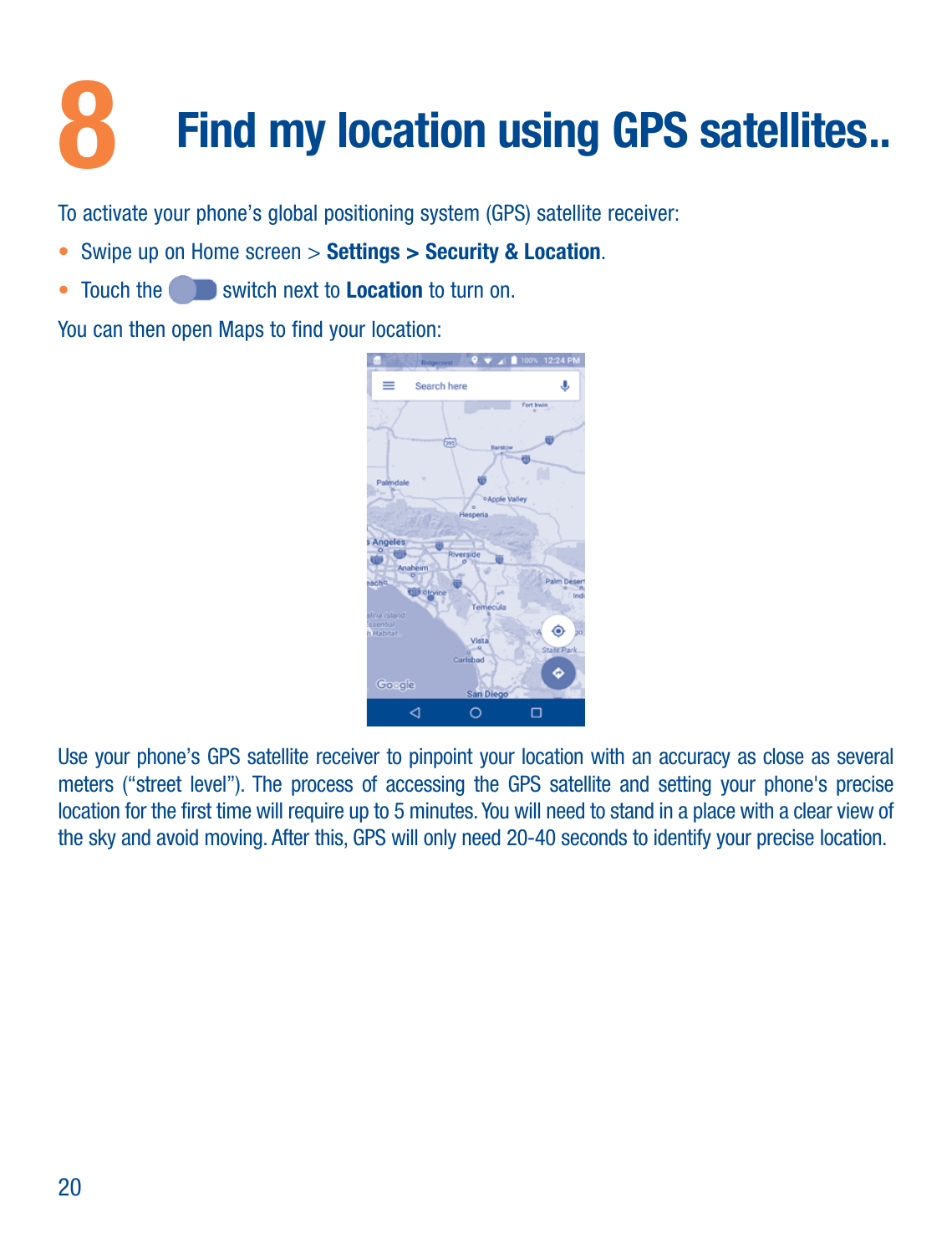# 8 Find my location using GPS satellites..

To activate your phone's global positioning system (GPS) satellite receiver:

- Swipe up on Home screen > **Settings > Security & Location**.
- Touch the switch next to **Location** to turn on.

You can then open Maps to find your location:

Use your phone's GPS satellite receiver to pinpoint your location with an accuracy as close as several meters ("street level"). The process of accessing the GPS satellite and setting your phone's precise location for the first time will require up to 5 minutes. You will need to stand in a place with a clear view of the sky and avoid moving. After this, GPS will only need 20-40 seconds to identify your precise location.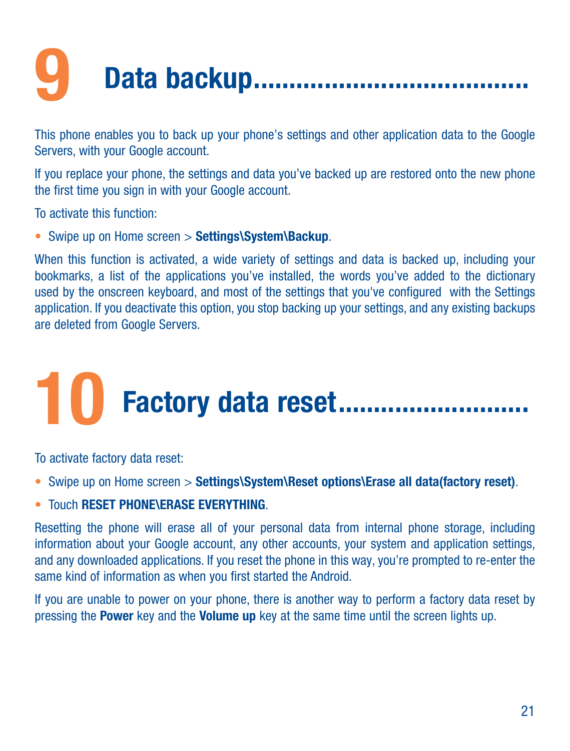# 9 Data backup

This phone enables you to back up your phone's settings and other application data to the Google Servers, with your Google account.

If you replace your phone, the settings and data you've backed up are restored onto the new phone the first time you sign in with your Google account.

To activate this function:

- Swipe up on Home screen > **Settings\System\Backup**.

When this function is activated, a wide variety of settings and data is backed up, including your bookmarks, a list of the applications you've installed, the words you've added to the dictionary used by the onscreen keyboard, and most of the settings that you've configured with the Settings application. If you deactivate this option, you stop backing up your settings, and any existing backups are deleted from Google Servers.

# 10 Factory data reset

To activate factory data reset:

- Swipe up on Home screen > **Settings\System\Reset options\Erase all data(factory reset)**.
- Touch **RESET PHONE\ERASE EVERYTHING**.

Resetting the phone will erase all of your personal data from internal phone storage, including information about your Google account, any other accounts, your system and application settings, and any downloaded applications. If you reset the phone in this way, you're prompted to re-enter the same kind of information as when you first started the Android.

If you are unable to power on your phone, there is another way to perform a factory data reset by pressing the **Power** key and the **Volume up** key at the same time until the screen lights up.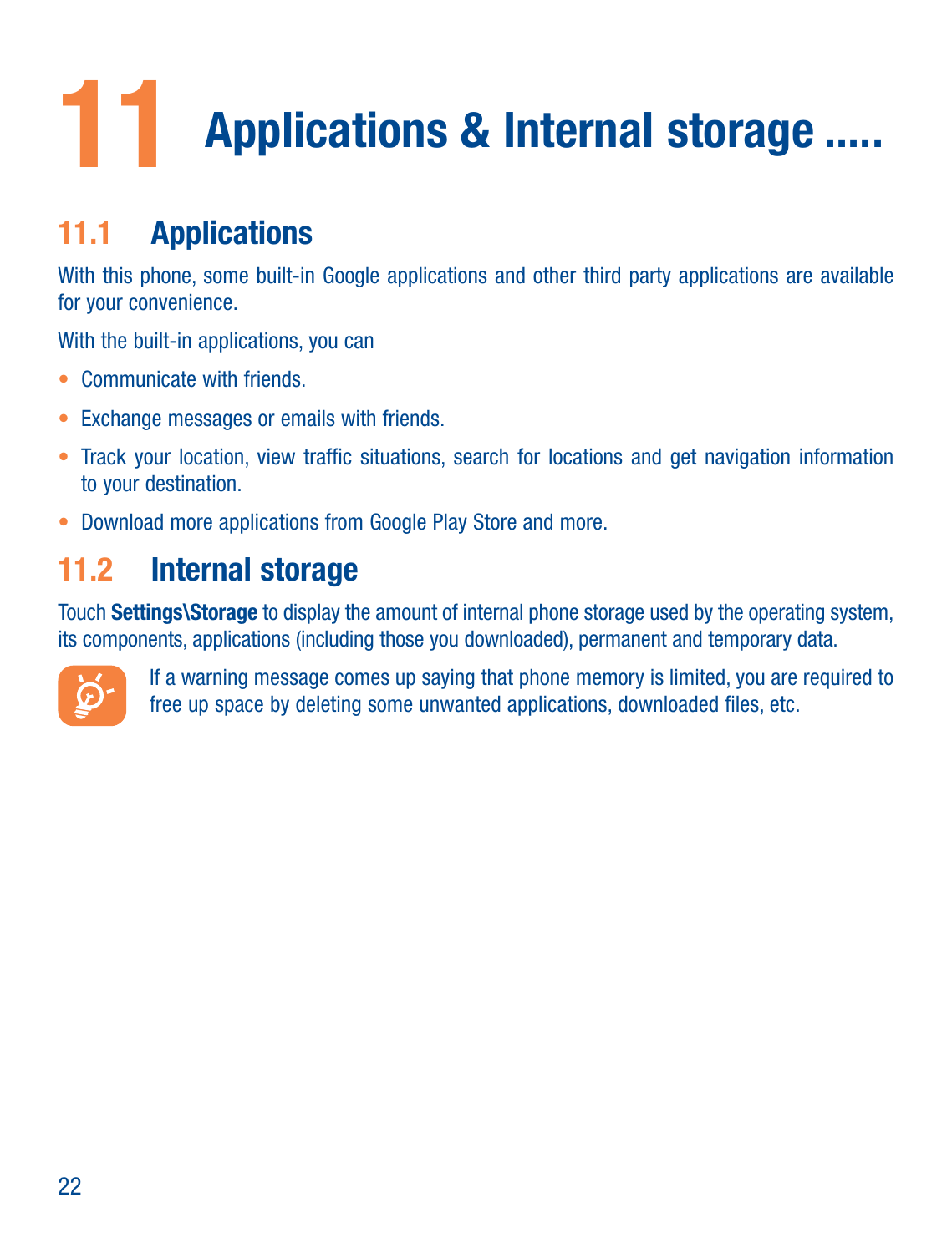# 11 Applications & Internal storage .....

## 11.1 Applications

With this phone, some built-in Google applications and other third party applications are available for your convenience.

With the built-in applications, you can

- Communicate with friends.
- Exchange messages or emails with friends.
- Track your location, view traffic situations, search for locations and get navigation information to your destination.
- Download more applications from Google Play Store and more.

## 11.2 Internal storage

Touch **Settings\Storage** to display the amount of internal phone storage used by the operating system, its components, applications (including those you downloaded), permanent and temporary data.

If a warning message comes up saying that phone memory is limited, you are required to free up space by deleting some unwanted applications, downloaded files, etc.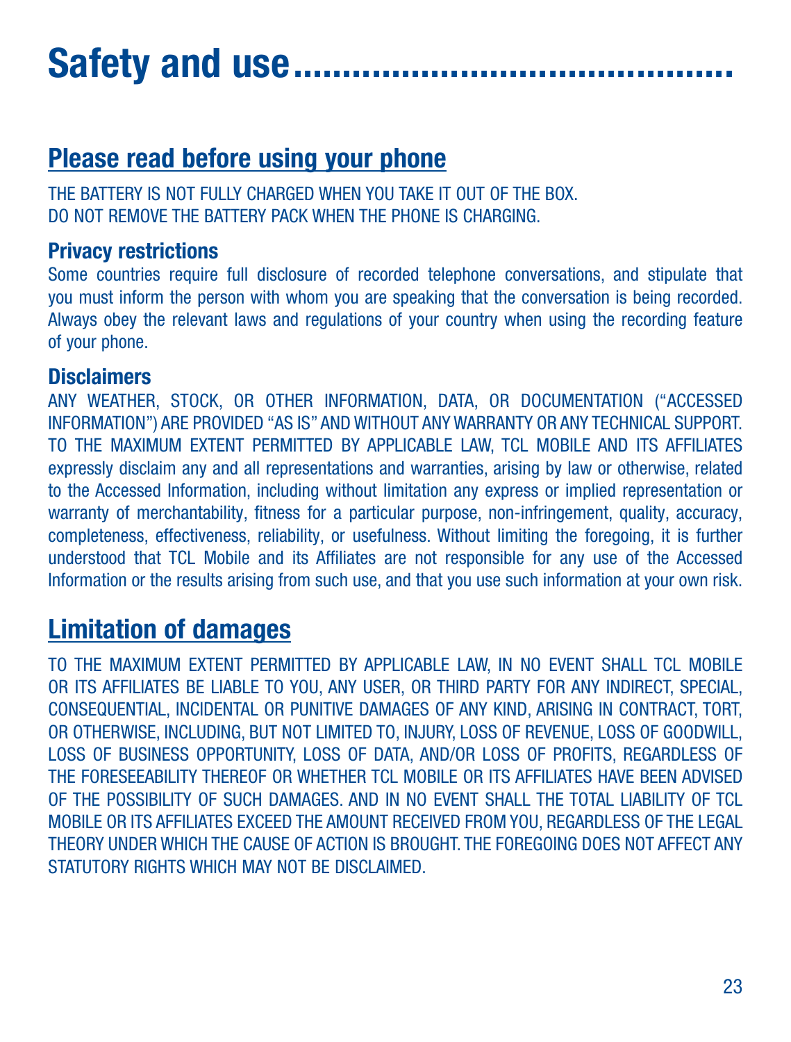# Safety and use

## Please read before using your phone

THE BATTERY IS NOT FULLY CHARGED WHEN YOU TAKE IT OUT OF THE BOX.
DO NOT REMOVE THE BATTERY PACK WHEN THE PHONE IS CHARGING.

### Privacy restrictions

Some countries require full disclosure of recorded telephone conversations, and stipulate that you must inform the person with whom you are speaking that the conversation is being recorded. Always obey the relevant laws and regulations of your country when using the recording feature of your phone.

### Disclaimers

ANY WEATHER, STOCK, OR OTHER INFORMATION, DATA, OR DOCUMENTATION ("ACCESSED INFORMATION") ARE PROVIDED "AS IS" AND WITHOUT ANY WARRANTY OR ANY TECHNICAL SUPPORT. TO THE MAXIMUM EXTENT PERMITTED BY APPLICABLE LAW, TCL MOBILE AND ITS AFFILIATES expressly disclaim any and all representations and warranties, arising by law or otherwise, related to the Accessed Information, including without limitation any express or implied representation or warranty of merchantability, fitness for a particular purpose, non-infringement, quality, accuracy, completeness, effectiveness, reliability, or usefulness. Without limiting the foregoing, it is further understood that TCL Mobile and its Affiliates are not responsible for any use of the Accessed Information or the results arising from such use, and that you use such information at your own risk.

## Limitation of damages

TO THE MAXIMUM EXTENT PERMITTED BY APPLICABLE LAW, IN NO EVENT SHALL TCL MOBILE OR ITS AFFILIATES BE LIABLE TO YOU, ANY USER, OR THIRD PARTY FOR ANY INDIRECT, SPECIAL, CONSEQUENTIAL, INCIDENTAL OR PUNITIVE DAMAGES OF ANY KIND, ARISING IN CONTRACT, TORT, OR OTHERWISE, INCLUDING, BUT NOT LIMITED TO, INJURY, LOSS OF REVENUE, LOSS OF GOODWILL, LOSS OF BUSINESS OPPORTUNITY, LOSS OF DATA, AND/OR LOSS OF PROFITS, REGARDLESS OF THE FORESEEABILITY THEREOF OR WHETHER TCL MOBILE OR ITS AFFILIATES HAVE BEEN ADVISED OF THE POSSIBILITY OF SUCH DAMAGES. AND IN NO EVENT SHALL THE TOTAL LIABILITY OF TCL MOBILE OR ITS AFFILIATES EXCEED THE AMOUNT RECEIVED FROM YOU, REGARDLESS OF THE LEGAL THEORY UNDER WHICH THE CAUSE OF ACTION IS BROUGHT. THE FOREGOING DOES NOT AFFECT ANY STATUTORY RIGHTS WHICH MAY NOT BE DISCLAIMED.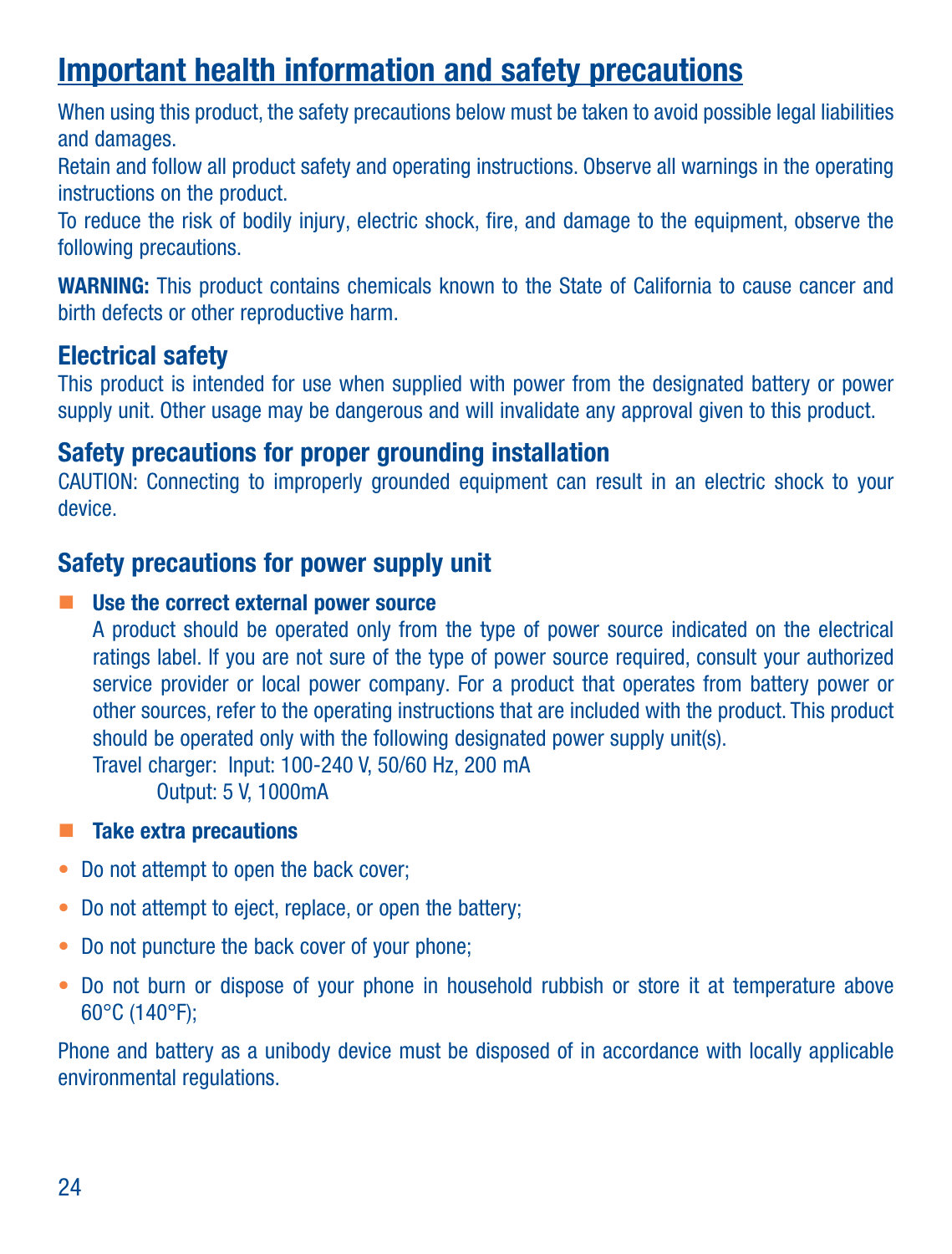# Important health information and safety precautions

When using this product, the safety precautions below must be taken to avoid possible legal liabilities and damages.

Retain and follow all product safety and operating instructions. Observe all warnings in the operating instructions on the product.

To reduce the risk of bodily injury, electric shock, fire, and damage to the equipment, observe the following precautions.

**WARNING:** This product contains chemicals known to the State of California to cause cancer and birth defects or other reproductive harm.

## Electrical safety

This product is intended for use when supplied with power from the designated battery or power supply unit. Other usage may be dangerous and will invalidate any approval given to this product.

## Safety precautions for proper grounding installation

CAUTION: Connecting to improperly grounded equipment can result in an electric shock to your device.

## Safety precautions for power supply unit

- **Use the correct external power source**

  A product should be operated only from the type of power source indicated on the electrical ratings label. If you are not sure of the type of power source required, consult your authorized service provider or local power company. For a product that operates from battery power or other sources, refer to the operating instructions that are included with the product. This product should be operated only with the following designated power supply unit(s).

  Travel charger: Input: 100-240 V, 50/60 Hz, 200 mA

  Output: 5 V, 1000mA

- **Take extra precautions**

- Do not attempt to open the back cover;
- Do not attempt to eject, replace, or open the battery;
- Do not puncture the back cover of your phone;
- Do not burn or dispose of your phone in household rubbish or store it at temperature above 60°C (140°F);

Phone and battery as a unibody device must be disposed of in accordance with locally applicable environmental regulations.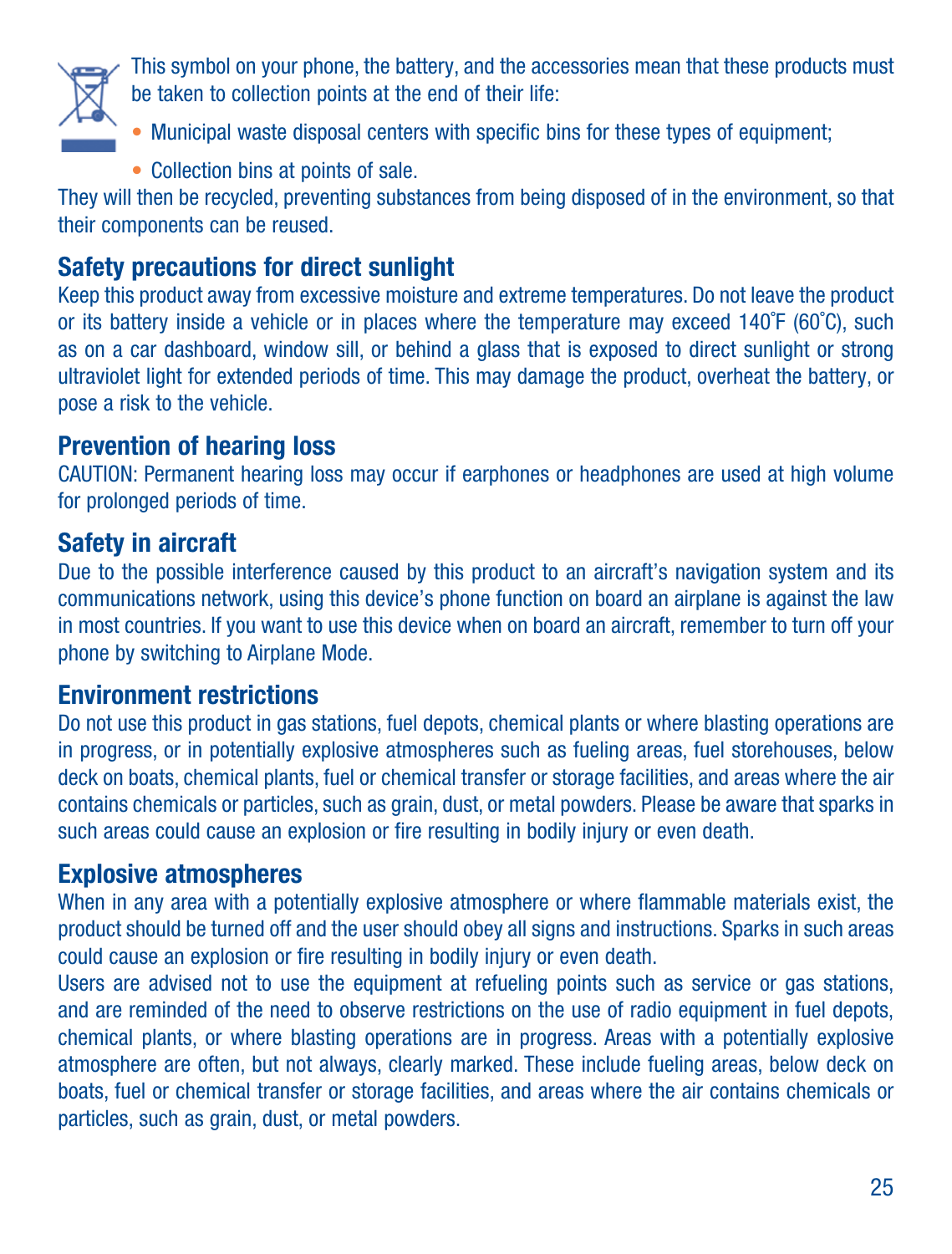This symbol on your phone, the battery, and the accessories mean that these products must be taken to collection points at the end of their life:

- Municipal waste disposal centers with specific bins for these types of equipment;
- Collection bins at points of sale.

They will then be recycled, preventing substances from being disposed of in the environment, so that their components can be reused.

## Safety precautions for direct sunlight

Keep this product away from excessive moisture and extreme temperatures. Do not leave the product or its battery inside a vehicle or in places where the temperature may exceed 140˚F (60˚C), such as on a car dashboard, window sill, or behind a glass that is exposed to direct sunlight or strong ultraviolet light for extended periods of time. This may damage the product, overheat the battery, or pose a risk to the vehicle.

## Prevention of hearing loss

CAUTION: Permanent hearing loss may occur if earphones or headphones are used at high volume for prolonged periods of time.

## Safety in aircraft

Due to the possible interference caused by this product to an aircraft's navigation system and its communications network, using this device's phone function on board an airplane is against the law in most countries. If you want to use this device when on board an aircraft, remember to turn off your phone by switching to Airplane Mode.

## Environment restrictions

Do not use this product in gas stations, fuel depots, chemical plants or where blasting operations are in progress, or in potentially explosive atmospheres such as fueling areas, fuel storehouses, below deck on boats, chemical plants, fuel or chemical transfer or storage facilities, and areas where the air contains chemicals or particles, such as grain, dust, or metal powders. Please be aware that sparks in such areas could cause an explosion or fire resulting in bodily injury or even death.

## Explosive atmospheres

When in any area with a potentially explosive atmosphere or where flammable materials exist, the product should be turned off and the user should obey all signs and instructions. Sparks in such areas could cause an explosion or fire resulting in bodily injury or even death.

Users are advised not to use the equipment at refueling points such as service or gas stations, and are reminded of the need to observe restrictions on the use of radio equipment in fuel depots, chemical plants, or where blasting operations are in progress. Areas with a potentially explosive atmosphere are often, but not always, clearly marked. These include fueling areas, below deck on boats, fuel or chemical transfer or storage facilities, and areas where the air contains chemicals or particles, such as grain, dust, or metal powders.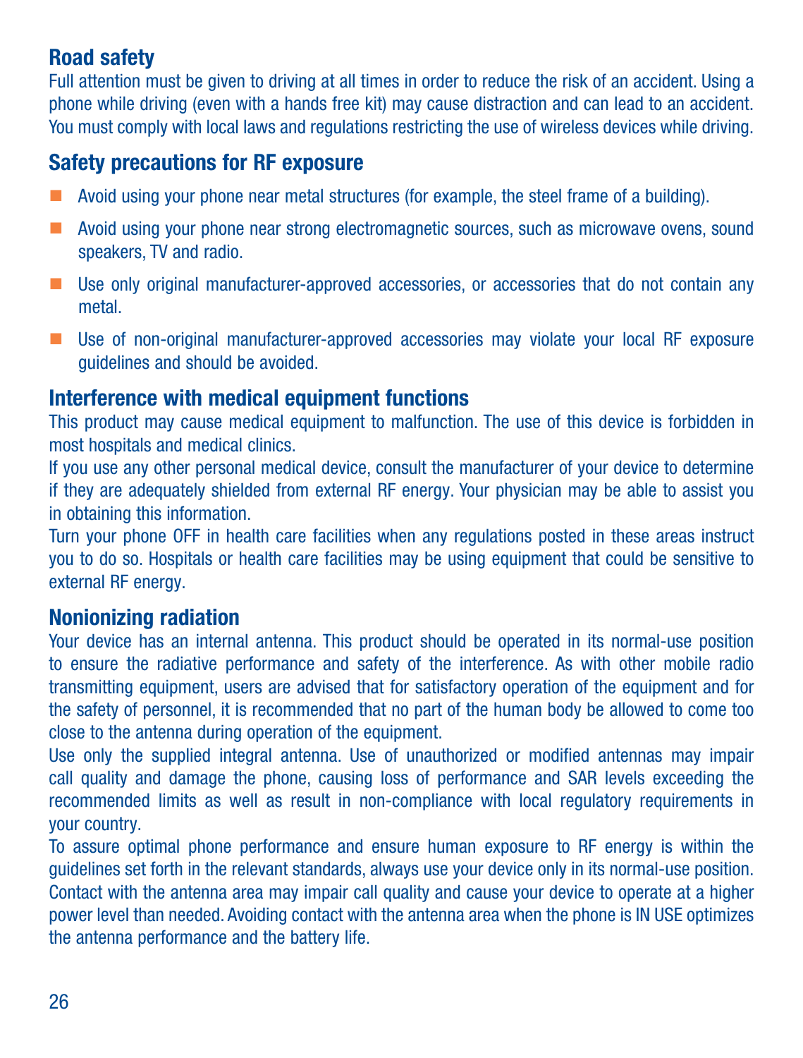### Road safety

Full attention must be given to driving at all times in order to reduce the risk of an accident. Using a phone while driving (even with a hands free kit) may cause distraction and can lead to an accident. You must comply with local laws and regulations restricting the use of wireless devices while driving.

### Safety precautions for RF exposure

- Avoid using your phone near metal structures (for example, the steel frame of a building).
- Avoid using your phone near strong electromagnetic sources, such as microwave ovens, sound speakers, TV and radio.
- Use only original manufacturer-approved accessories, or accessories that do not contain any metal.
- Use of non-original manufacturer-approved accessories may violate your local RF exposure guidelines and should be avoided.

### Interference with medical equipment functions

This product may cause medical equipment to malfunction. The use of this device is forbidden in most hospitals and medical clinics.

If you use any other personal medical device, consult the manufacturer of your device to determine if they are adequately shielded from external RF energy. Your physician may be able to assist you in obtaining this information.

Turn your phone OFF in health care facilities when any regulations posted in these areas instruct you to do so. Hospitals or health care facilities may be using equipment that could be sensitive to external RF energy.

### Nonionizing radiation

Your device has an internal antenna. This product should be operated in its normal-use position to ensure the radiative performance and safety of the interference. As with other mobile radio transmitting equipment, users are advised that for satisfactory operation of the equipment and for the safety of personnel, it is recommended that no part of the human body be allowed to come too close to the antenna during operation of the equipment.

Use only the supplied integral antenna. Use of unauthorized or modified antennas may impair call quality and damage the phone, causing loss of performance and SAR levels exceeding the recommended limits as well as result in non-compliance with local regulatory requirements in your country.

To assure optimal phone performance and ensure human exposure to RF energy is within the guidelines set forth in the relevant standards, always use your device only in its normal-use position. Contact with the antenna area may impair call quality and cause your device to operate at a higher power level than needed. Avoiding contact with the antenna area when the phone is IN USE optimizes the antenna performance and the battery life.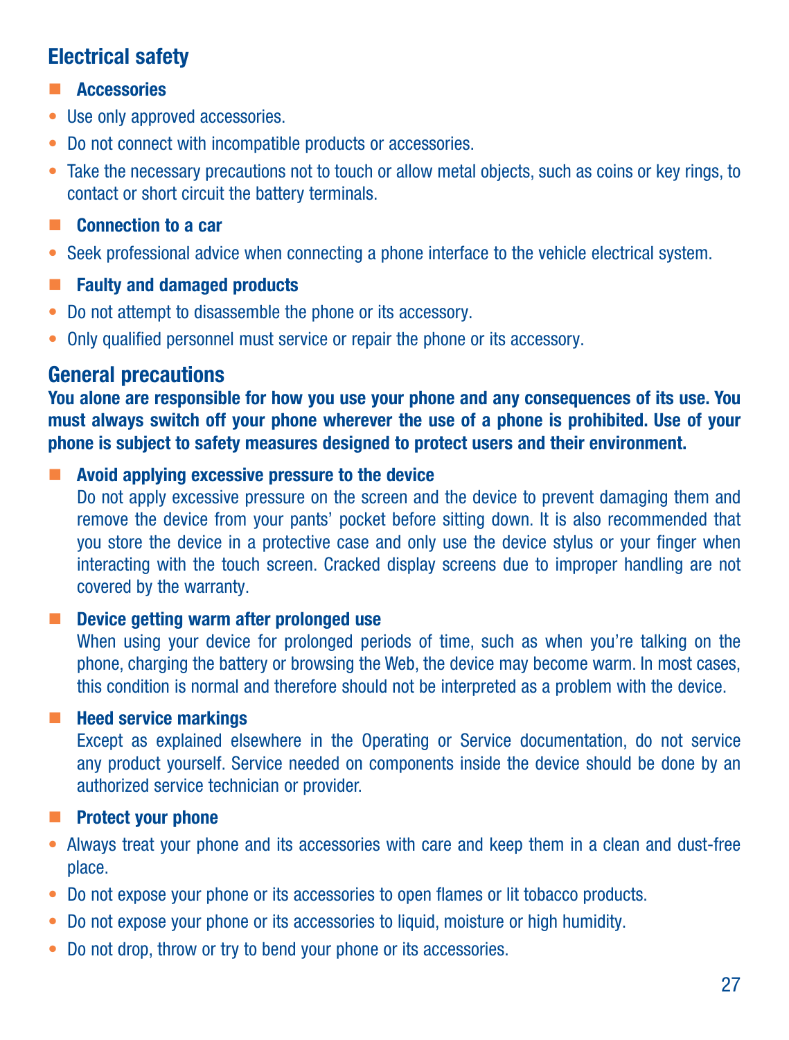## Electrical safety

### Accessories

- Use only approved accessories.
- Do not connect with incompatible products or accessories.
- Take the necessary precautions not to touch or allow metal objects, such as coins or key rings, to contact or short circuit the battery terminals.

### Connection to a car

- Seek professional advice when connecting a phone interface to the vehicle electrical system.

### Faulty and damaged products

- Do not attempt to disassemble the phone or its accessory.
- Only qualified personnel must service or repair the phone or its accessory.

## General precautions

**You alone are responsible for how you use your phone and any consequences of its use. You must always switch off your phone wherever the use of a phone is prohibited. Use of your phone is subject to safety measures designed to protect users and their environment.**

### Avoid applying excessive pressure to the device

Do not apply excessive pressure on the screen and the device to prevent damaging them and remove the device from your pants' pocket before sitting down. It is also recommended that you store the device in a protective case and only use the device stylus or your finger when interacting with the touch screen. Cracked display screens due to improper handling are not covered by the warranty.

### Device getting warm after prolonged use

When using your device for prolonged periods of time, such as when you're talking on the phone, charging the battery or browsing the Web, the device may become warm. In most cases, this condition is normal and therefore should not be interpreted as a problem with the device.

### Heed service markings

Except as explained elsewhere in the Operating or Service documentation, do not service any product yourself. Service needed on components inside the device should be done by an authorized service technician or provider.

### Protect your phone

- Always treat your phone and its accessories with care and keep them in a clean and dust-free place.
- Do not expose your phone or its accessories to open flames or lit tobacco products.
- Do not expose your phone or its accessories to liquid, moisture or high humidity.
- Do not drop, throw or try to bend your phone or its accessories.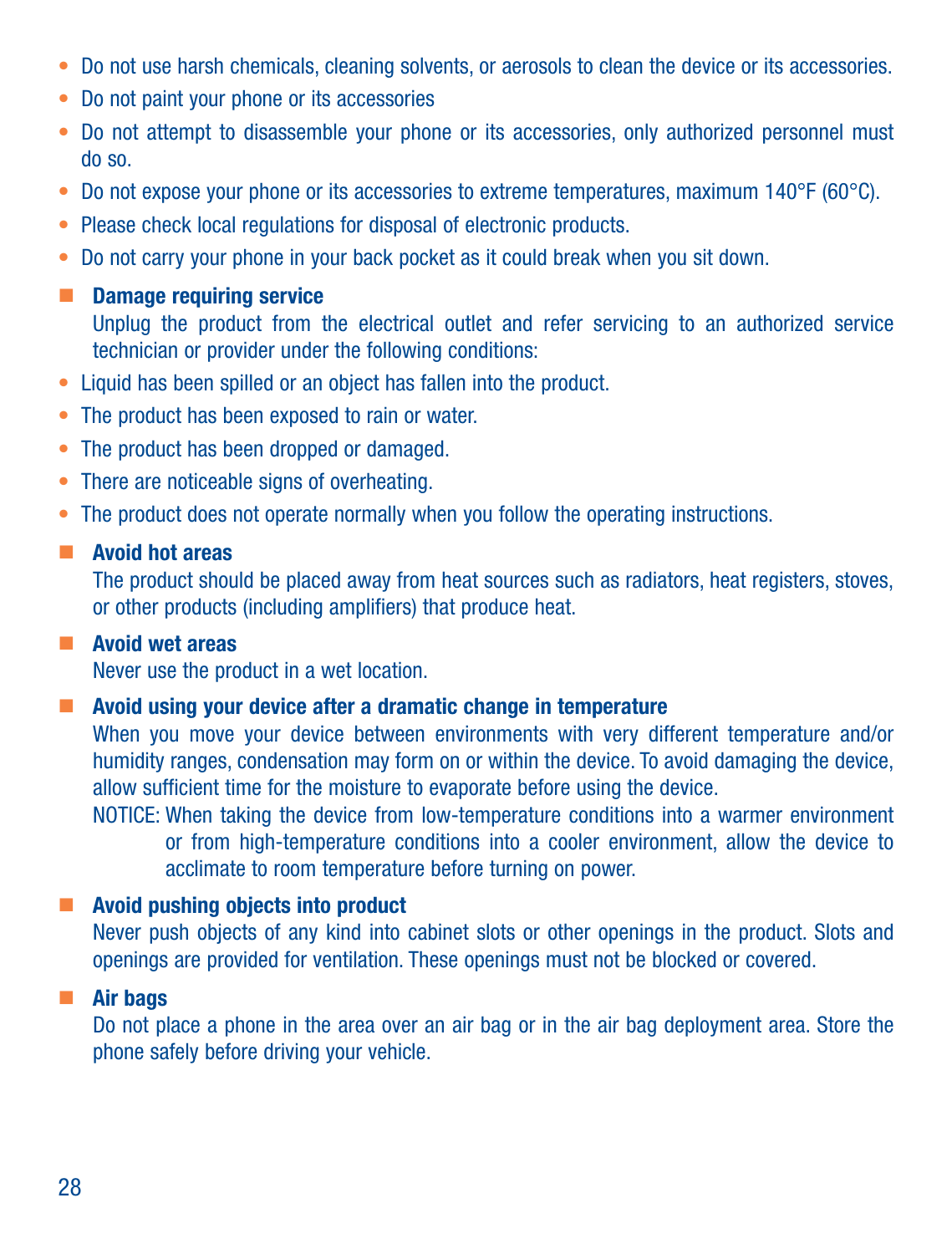- Do not use harsh chemicals, cleaning solvents, or aerosols to clean the device or its accessories.
- Do not paint your phone or its accessories
- Do not attempt to disassemble your phone or its accessories, only authorized personnel must do so.
- Do not expose your phone or its accessories to extreme temperatures, maximum 140°F (60°C).
- Please check local regulations for disposal of electronic products.
- Do not carry your phone in your back pocket as it could break when you sit down.

### Damage requiring service

Unplug the product from the electrical outlet and refer servicing to an authorized service technician or provider under the following conditions:

- Liquid has been spilled or an object has fallen into the product.
- The product has been exposed to rain or water.
- The product has been dropped or damaged.
- There are noticeable signs of overheating.
- The product does not operate normally when you follow the operating instructions.

### Avoid hot areas

The product should be placed away from heat sources such as radiators, heat registers, stoves, or other products (including amplifiers) that produce heat.

### Avoid wet areas

Never use the product in a wet location.

### Avoid using your device after a dramatic change in temperature

When you move your device between environments with very different temperature and/or humidity ranges, condensation may form on or within the device. To avoid damaging the device, allow sufficient time for the moisture to evaporate before using the device.

NOTICE: When taking the device from low-temperature conditions into a warmer environment or from high-temperature conditions into a cooler environment, allow the device to acclimate to room temperature before turning on power.

### Avoid pushing objects into product

Never push objects of any kind into cabinet slots or other openings in the product. Slots and openings are provided for ventilation. These openings must not be blocked or covered.

### Air bags

Do not place a phone in the area over an air bag or in the air bag deployment area. Store the phone safely before driving your vehicle.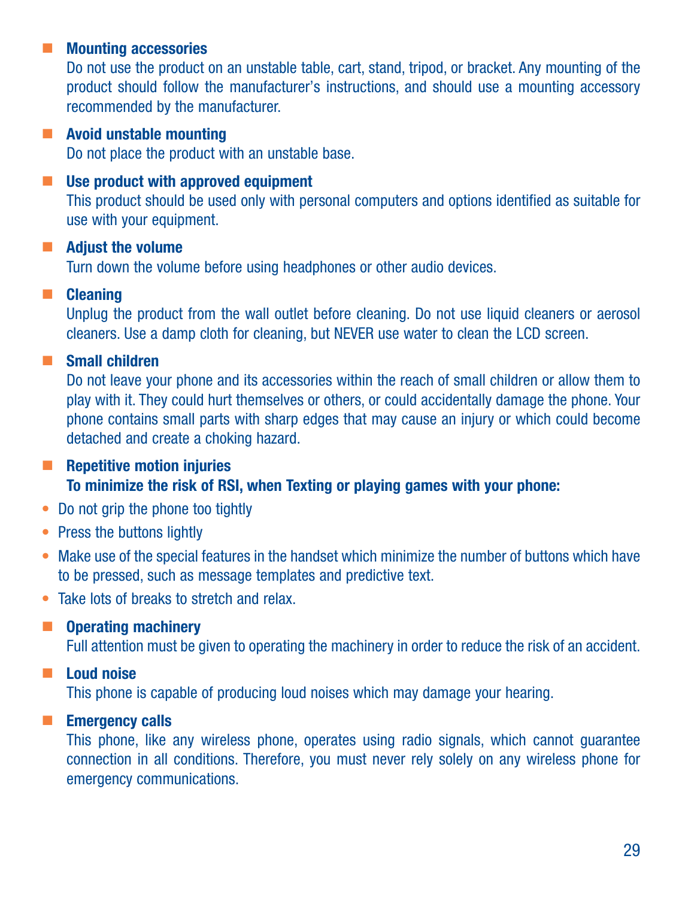- **Mounting accessories**
  Do not use the product on an unstable table, cart, stand, tripod, or bracket. Any mounting of the product should follow the manufacturer's instructions, and should use a mounting accessory recommended by the manufacturer.

- **Avoid unstable mounting**
  Do not place the product with an unstable base.

- **Use product with approved equipment**
  This product should be used only with personal computers and options identified as suitable for use with your equipment.

- **Adjust the volume**
  Turn down the volume before using headphones or other audio devices.

- **Cleaning**
  Unplug the product from the wall outlet before cleaning. Do not use liquid cleaners or aerosol cleaners. Use a damp cloth for cleaning, but NEVER use water to clean the LCD screen.

- **Small children**
  Do not leave your phone and its accessories within the reach of small children or allow them to play with it. They could hurt themselves or others, or could accidentally damage the phone. Your phone contains small parts with sharp edges that may cause an injury or which could become detached and create a choking hazard.

- **Repetitive motion injuries**
  **To minimize the risk of RSI, when Texting or playing games with your phone:**

- Do not grip the phone too tightly
- Press the buttons lightly
- Make use of the special features in the handset which minimize the number of buttons which have to be pressed, such as message templates and predictive text.
- Take lots of breaks to stretch and relax.

- **Operating machinery**
  Full attention must be given to operating the machinery in order to reduce the risk of an accident.

- **Loud noise**
  This phone is capable of producing loud noises which may damage your hearing.

- **Emergency calls**
  This phone, like any wireless phone, operates using radio signals, which cannot guarantee connection in all conditions. Therefore, you must never rely solely on any wireless phone for emergency communications.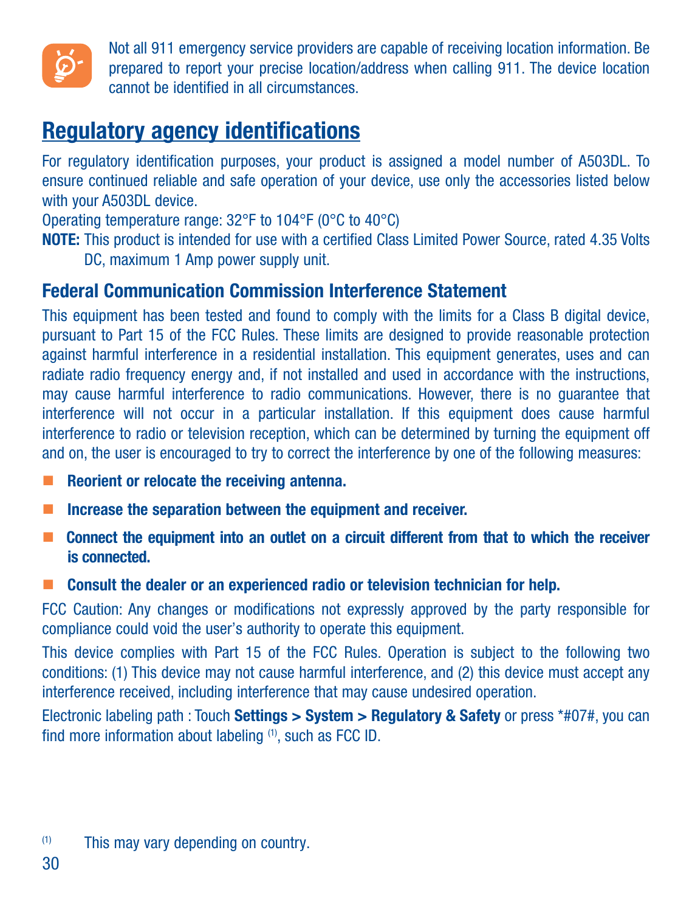Not all 911 emergency service providers are capable of receiving location information. Be prepared to report your precise location/address when calling 911. The device location cannot be identified in all circumstances.

## Regulatory agency identifications

For regulatory identification purposes, your product is assigned a model number of A503DL. To ensure continued reliable and safe operation of your device, use only the accessories listed below with your A503DL device.

Operating temperature range: 32°F to 104°F (0°C to 40°C)

**NOTE:** This product is intended for use with a certified Class Limited Power Source, rated 4.35 Volts DC, maximum 1 Amp power supply unit.

### Federal Communication Commission Interference Statement

This equipment has been tested and found to comply with the limits for a Class B digital device, pursuant to Part 15 of the FCC Rules. These limits are designed to provide reasonable protection against harmful interference in a residential installation. This equipment generates, uses and can radiate radio frequency energy and, if not installed and used in accordance with the instructions, may cause harmful interference to radio communications. However, there is no guarantee that interference will not occur in a particular installation. If this equipment does cause harmful interference to radio or television reception, which can be determined by turning the equipment off and on, the user is encouraged to try to correct the interference by one of the following measures:

- **Reorient or relocate the receiving antenna.**
- **Increase the separation between the equipment and receiver.**
- **Connect the equipment into an outlet on a circuit different from that to which the receiver is connected.**
- **Consult the dealer or an experienced radio or television technician for help.**

FCC Caution: Any changes or modifications not expressly approved by the party responsible for compliance could void the user's authority to operate this equipment.

This device complies with Part 15 of the FCC Rules. Operation is subject to the following two conditions: (1) This device may not cause harmful interference, and (2) this device must accept any interference received, including interference that may cause undesired operation.

Electronic labeling path : Touch **Settings > System > Regulatory & Safety** or press *#07#, you can find more information about labeling [1], such as FCC ID.

[1] This may vary depending on country.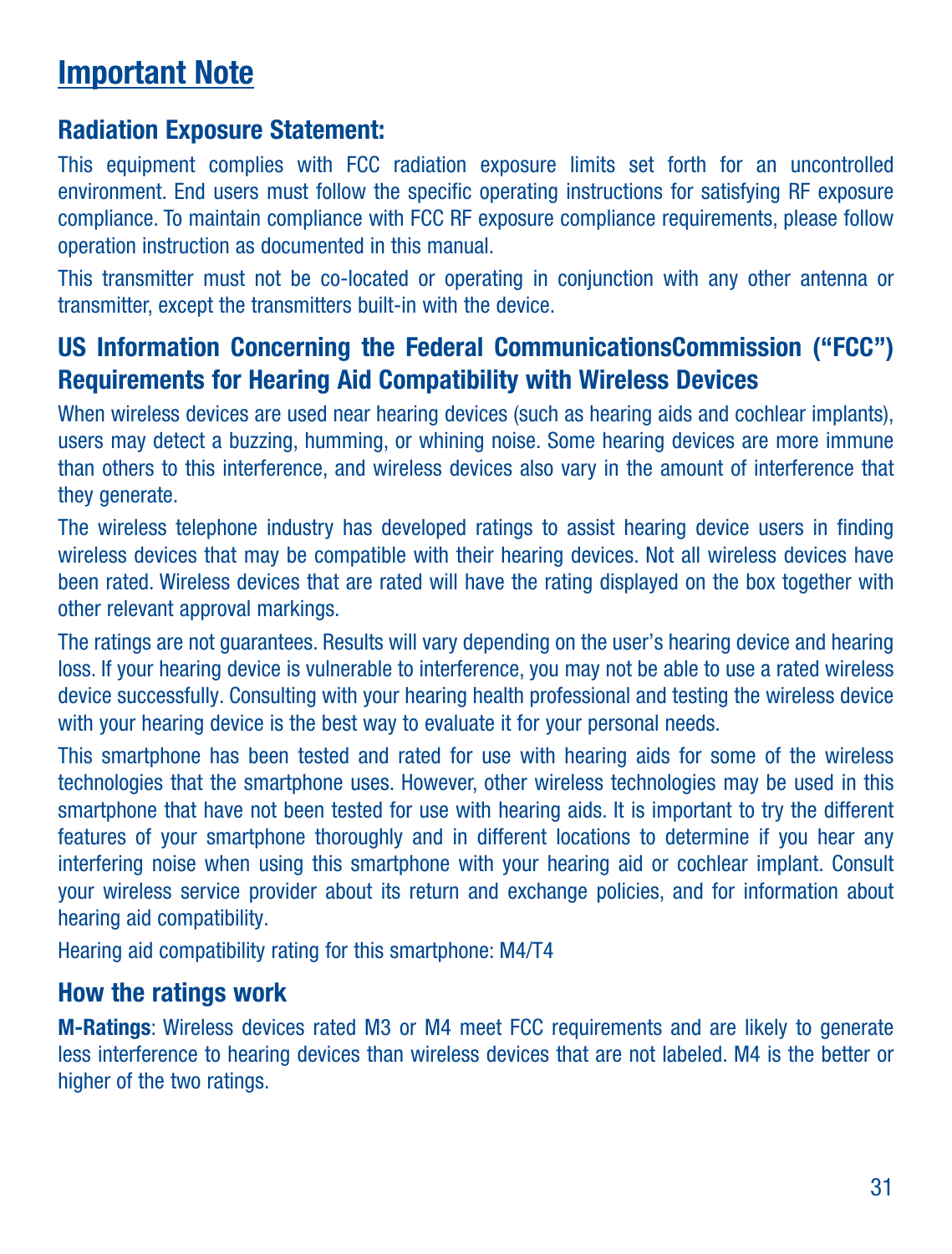# Important Note

## Radiation Exposure Statement:

This equipment complies with FCC radiation exposure limits set forth for an uncontrolled environment. End users must follow the specific operating instructions for satisfying RF exposure compliance. To maintain compliance with FCC RF exposure compliance requirements, please follow operation instruction as documented in this manual.

This transmitter must not be co-located or operating in conjunction with any other antenna or transmitter, except the transmitters built-in with the device.

## US Information Concerning the Federal CommunicationsCommission ("FCC") Requirements for Hearing Aid Compatibility with Wireless Devices

When wireless devices are used near hearing devices (such as hearing aids and cochlear implants), users may detect a buzzing, humming, or whining noise. Some hearing devices are more immune than others to this interference, and wireless devices also vary in the amount of interference that they generate.

The wireless telephone industry has developed ratings to assist hearing device users in finding wireless devices that may be compatible with their hearing devices. Not all wireless devices have been rated. Wireless devices that are rated will have the rating displayed on the box together with other relevant approval markings.

The ratings are not guarantees. Results will vary depending on the user's hearing device and hearing loss. If your hearing device is vulnerable to interference, you may not be able to use a rated wireless device successfully. Consulting with your hearing health professional and testing the wireless device with your hearing device is the best way to evaluate it for your personal needs.

This smartphone has been tested and rated for use with hearing aids for some of the wireless technologies that the smartphone uses. However, other wireless technologies may be used in this smartphone that have not been tested for use with hearing aids. It is important to try the different features of your smartphone thoroughly and in different locations to determine if you hear any interfering noise when using this smartphone with your hearing aid or cochlear implant. Consult your wireless service provider about its return and exchange policies, and for information about hearing aid compatibility.

Hearing aid compatibility rating for this smartphone: M4/T4

## How the ratings work

**M-Ratings**: Wireless devices rated M3 or M4 meet FCC requirements and are likely to generate less interference to hearing devices than wireless devices that are not labeled. M4 is the better or higher of the two ratings.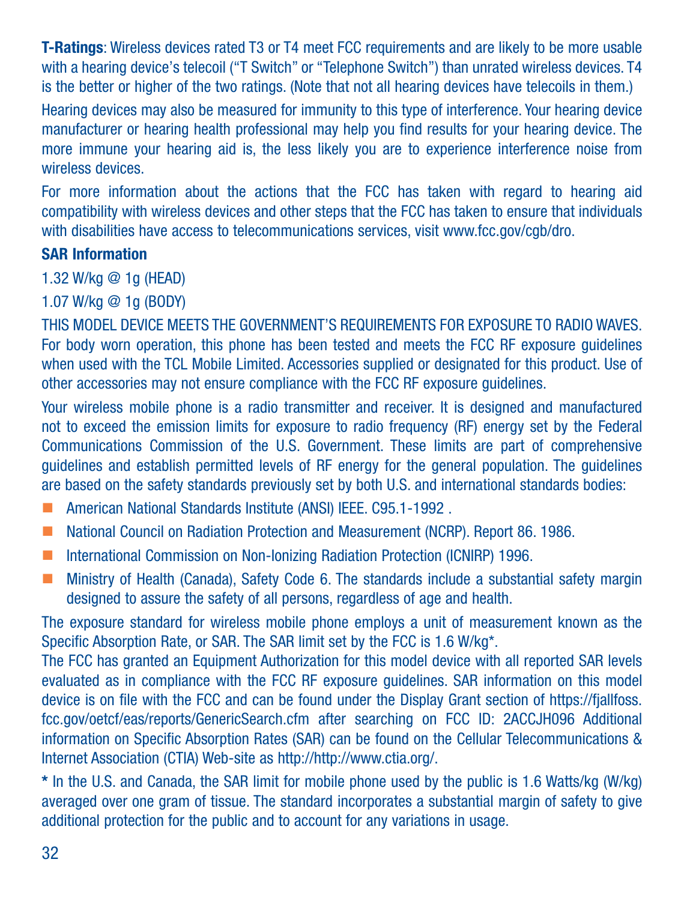**T-Ratings**: Wireless devices rated T3 or T4 meet FCC requirements and are likely to be more usable with a hearing device's telecoil ("T Switch" or "Telephone Switch") than unrated wireless devices. T4 is the better or higher of the two ratings. (Note that not all hearing devices have telecoils in them.)

Hearing devices may also be measured for immunity to this type of interference. Your hearing device manufacturer or hearing health professional may help you find results for your hearing device. The more immune your hearing aid is, the less likely you are to experience interference noise from wireless devices.

For more information about the actions that the FCC has taken with regard to hearing aid compatibility with wireless devices and other steps that the FCC has taken to ensure that individuals with disabilities have access to telecommunications services, visit www.fcc.gov/cgb/dro.

**SAR Information**

1.32 W/kg @ 1g (HEAD)

1.07 W/kg @ 1g (BODY)

THIS MODEL DEVICE MEETS THE GOVERNMENT'S REQUIREMENTS FOR EXPOSURE TO RADIO WAVES. For body worn operation, this phone has been tested and meets the FCC RF exposure guidelines when used with the TCL Mobile Limited. Accessories supplied or designated for this product. Use of other accessories may not ensure compliance with the FCC RF exposure guidelines.

Your wireless mobile phone is a radio transmitter and receiver. It is designed and manufactured not to exceed the emission limits for exposure to radio frequency (RF) energy set by the Federal Communications Commission of the U.S. Government. These limits are part of comprehensive guidelines and establish permitted levels of RF energy for the general population. The guidelines are based on the safety standards previously set by both U.S. and international standards bodies:

- American National Standards Institute (ANSI) IEEE. C95.1-1992 .
- National Council on Radiation Protection and Measurement (NCRP). Report 86. 1986.
- International Commission on Non-Ionizing Radiation Protection (ICNIRP) 1996.
- Ministry of Health (Canada), Safety Code 6. The standards include a substantial safety margin designed to assure the safety of all persons, regardless of age and health.

The exposure standard for wireless mobile phone employs a unit of measurement known as the Specific Absorption Rate, or SAR. The SAR limit set by the FCC is 1.6 W/kg*.

The FCC has granted an Equipment Authorization for this model device with all reported SAR levels evaluated as in compliance with the FCC RF exposure guidelines. SAR information on this model device is on file with the FCC and can be found under the Display Grant section of https://fjallfoss.fcc.gov/oetcf/eas/reports/GenericSearch.cfm after searching on FCC ID: 2ACCJH096 Additional information on Specific Absorption Rates (SAR) can be found on the Cellular Telecommunications & Internet Association (CTIA) Web-site as http://http://www.ctia.org/.

**\*** In the U.S. and Canada, the SAR limit for mobile phone used by the public is 1.6 Watts/kg (W/kg) averaged over one gram of tissue. The standard incorporates a substantial margin of safety to give additional protection for the public and to account for any variations in usage.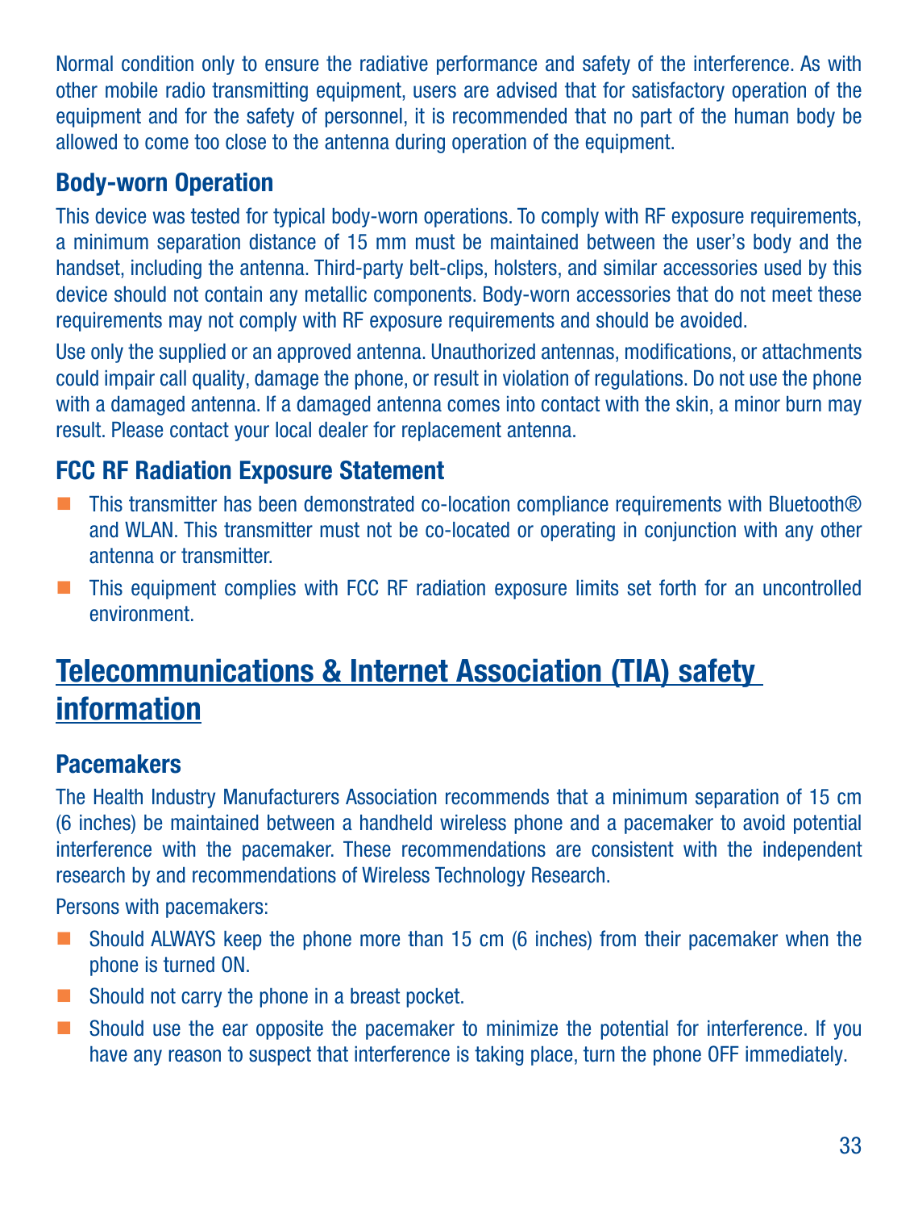Normal condition only to ensure the radiative performance and safety of the interference. As with other mobile radio transmitting equipment, users are advised that for satisfactory operation of the equipment and for the safety of personnel, it is recommended that no part of the human body be allowed to come too close to the antenna during operation of the equipment.

### Body-worn Operation

This device was tested for typical body-worn operations. To comply with RF exposure requirements, a minimum separation distance of 15 mm must be maintained between the user's body and the handset, including the antenna. Third-party belt-clips, holsters, and similar accessories used by this device should not contain any metallic components. Body-worn accessories that do not meet these requirements may not comply with RF exposure requirements and should be avoided.

Use only the supplied or an approved antenna. Unauthorized antennas, modifications, or attachments could impair call quality, damage the phone, or result in violation of regulations. Do not use the phone with a damaged antenna. If a damaged antenna comes into contact with the skin, a minor burn may result. Please contact your local dealer for replacement antenna.

### FCC RF Radiation Exposure Statement

- This transmitter has been demonstrated co-location compliance requirements with Bluetooth® and WLAN. This transmitter must not be co-located or operating in conjunction with any other antenna or transmitter.
- This equipment complies with FCC RF radiation exposure limits set forth for an uncontrolled environment.

## Telecommunications & Internet Association (TIA) safety information

### Pacemakers

The Health Industry Manufacturers Association recommends that a minimum separation of 15 cm (6 inches) be maintained between a handheld wireless phone and a pacemaker to avoid potential interference with the pacemaker. These recommendations are consistent with the independent research by and recommendations of Wireless Technology Research.

Persons with pacemakers:

- Should ALWAYS keep the phone more than 15 cm (6 inches) from their pacemaker when the phone is turned ON.
- Should not carry the phone in a breast pocket.
- Should use the ear opposite the pacemaker to minimize the potential for interference. If you have any reason to suspect that interference is taking place, turn the phone OFF immediately.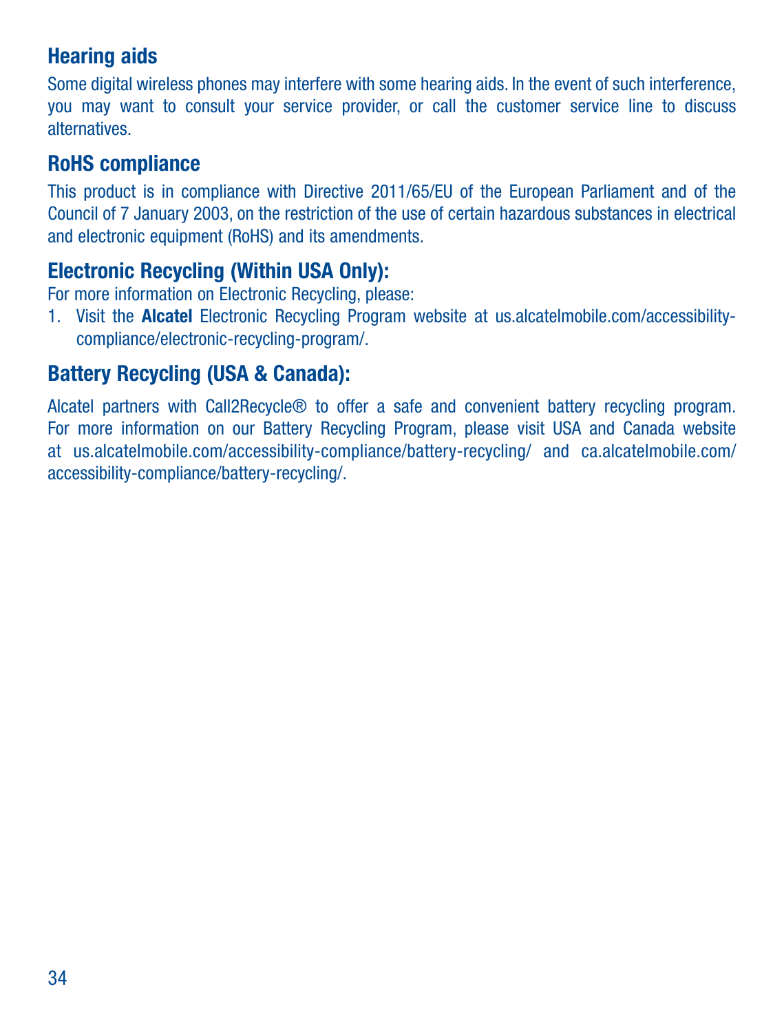## Hearing aids

Some digital wireless phones may interfere with some hearing aids. In the event of such interference, you may want to consult your service provider, or call the customer service line to discuss alternatives.

## RoHS compliance

This product is in compliance with Directive 2011/65/EU of the European Parliament and of the Council of 7 January 2003, on the restriction of the use of certain hazardous substances in electrical and electronic equipment (RoHS) and its amendments.

## Electronic Recycling (Within USA Only):

For more information on Electronic Recycling, please:

1. Visit the **Alcatel** Electronic Recycling Program website at us.alcatelmobile.com/accessibility-compliance/electronic-recycling-program/.

## Battery Recycling (USA & Canada):

Alcatel partners with Call2Recycle® to offer a safe and convenient battery recycling program. For more information on our Battery Recycling Program, please visit USA and Canada website at us.alcatelmobile.com/accessibility-compliance/battery-recycling/ and ca.alcatelmobile.com/accessibility-compliance/battery-recycling/.